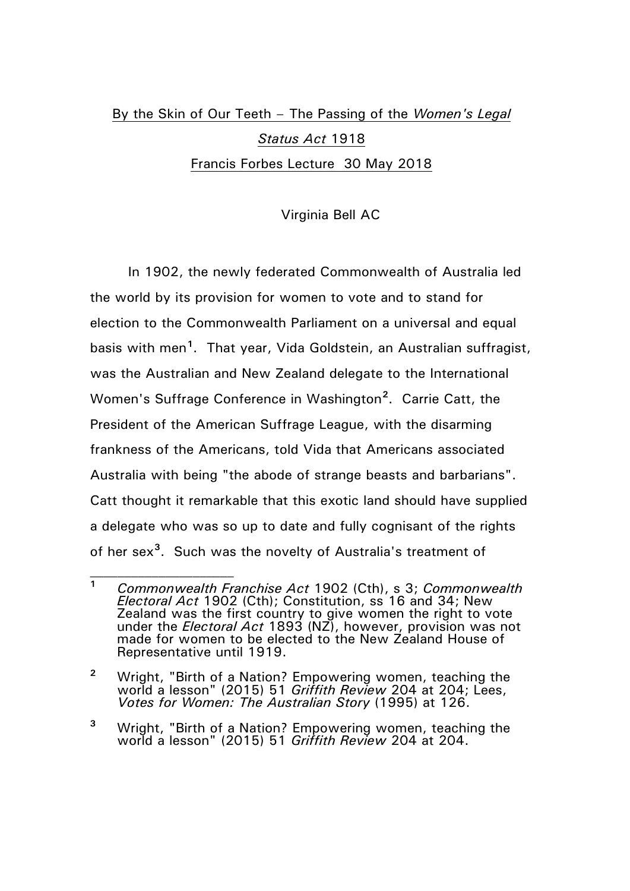By the Skin of Our Teeth – The Passing of the *Women's Legal Status Act* 1918

Francis Forbes Lecture 30 May 2018

Virginia Bell AC

In 1902, the newly federated Commonwealth of Australia led the world by its provision for women to vote and to stand for election to the Commonwealth Parliament on a universal and equal basis with men[1]. That year, Vida Goldstein, an Australian suffragist, was the Australian and New Zealand delegate to the International Women's Suffrage Conference in Washington[2]. Carrie Catt, the President of the American Suffrage League, with the disarming frankness of the Americans, told Vida that Americans associated Australia with being "the abode of strange beasts and barbarians". Catt thought it remarkable that this exotic land should have supplied a delegate who was so up to date and fully cognisant of the rights of her sex[3]. Such was the novelty of Australia's treatment of

---

[1] *Commonwealth Franchise Act* 1902 (Cth), s 3; *Commonwealth Electoral Act* 1902 (Cth); Constitution, ss 16 and 34; New Zealand was the first country to give women the right to vote under the *Electoral Act* 1893 (NZ), however, provision was not made for women to be elected to the New Zealand House of Representative until 1919.

[2] Wright, "Birth of a Nation? Empowering women, teaching the world a lesson" (2015) 51 *Griffith Review* 204 at 204; Lees, *Votes for Women: The Australian Story* (1995) at 126.

[3] Wright, "Birth of a Nation? Empowering women, teaching the world a lesson" (2015) 51 *Griffith Review* 204 at 204.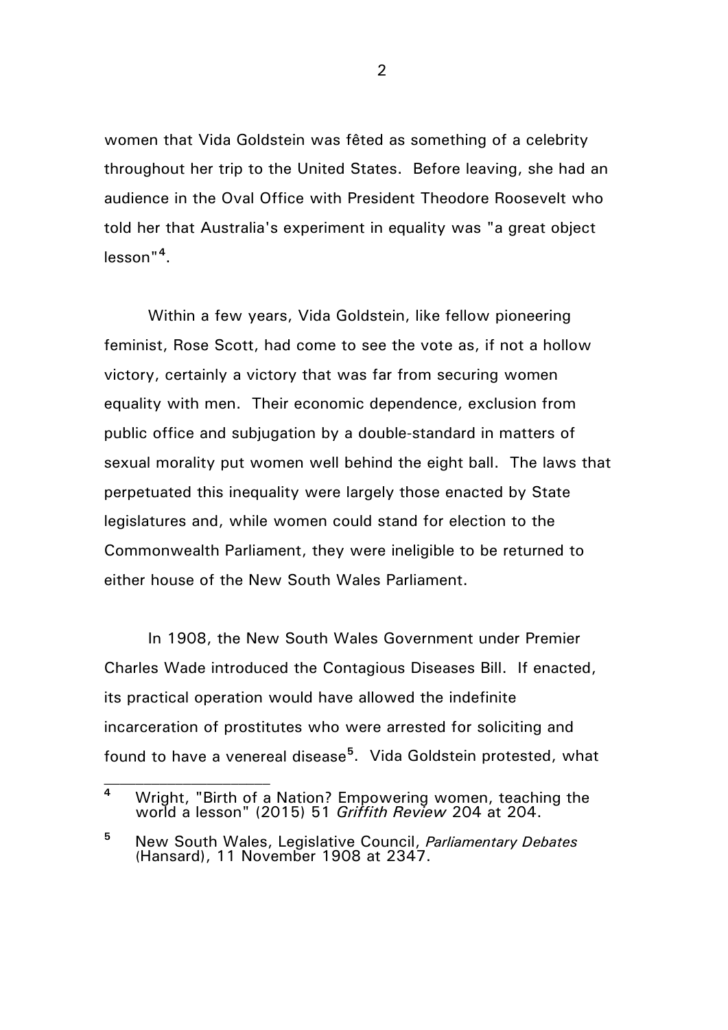women that Vida Goldstein was fêted as something of a celebrity throughout her trip to the United States. Before leaving, she had an audience in the Oval Office with President Theodore Roosevelt who told her that Australia's experiment in equality was "a great object lesson"[4].

Within a few years, Vida Goldstein, like fellow pioneering feminist, Rose Scott, had come to see the vote as, if not a hollow victory, certainly a victory that was far from securing women equality with men. Their economic dependence, exclusion from public office and subjugation by a double-standard in matters of sexual morality put women well behind the eight ball. The laws that perpetuated this inequality were largely those enacted by State legislatures and, while women could stand for election to the Commonwealth Parliament, they were ineligible to be returned to either house of the New South Wales Parliament.

In 1908, the New South Wales Government under Premier Charles Wade introduced the Contagious Diseases Bill. If enacted, its practical operation would have allowed the indefinite incarceration of prostitutes who were arrested for soliciting and found to have a venereal disease[5]. Vida Goldstein protested, what

---

[4] Wright, "Birth of a Nation? Empowering women, teaching the world a lesson" (2015) 51 *Griffith Review* 204 at 204.

[5] New South Wales, Legislative Council, *Parliamentary Debates* (Hansard), 11 November 1908 at 2347.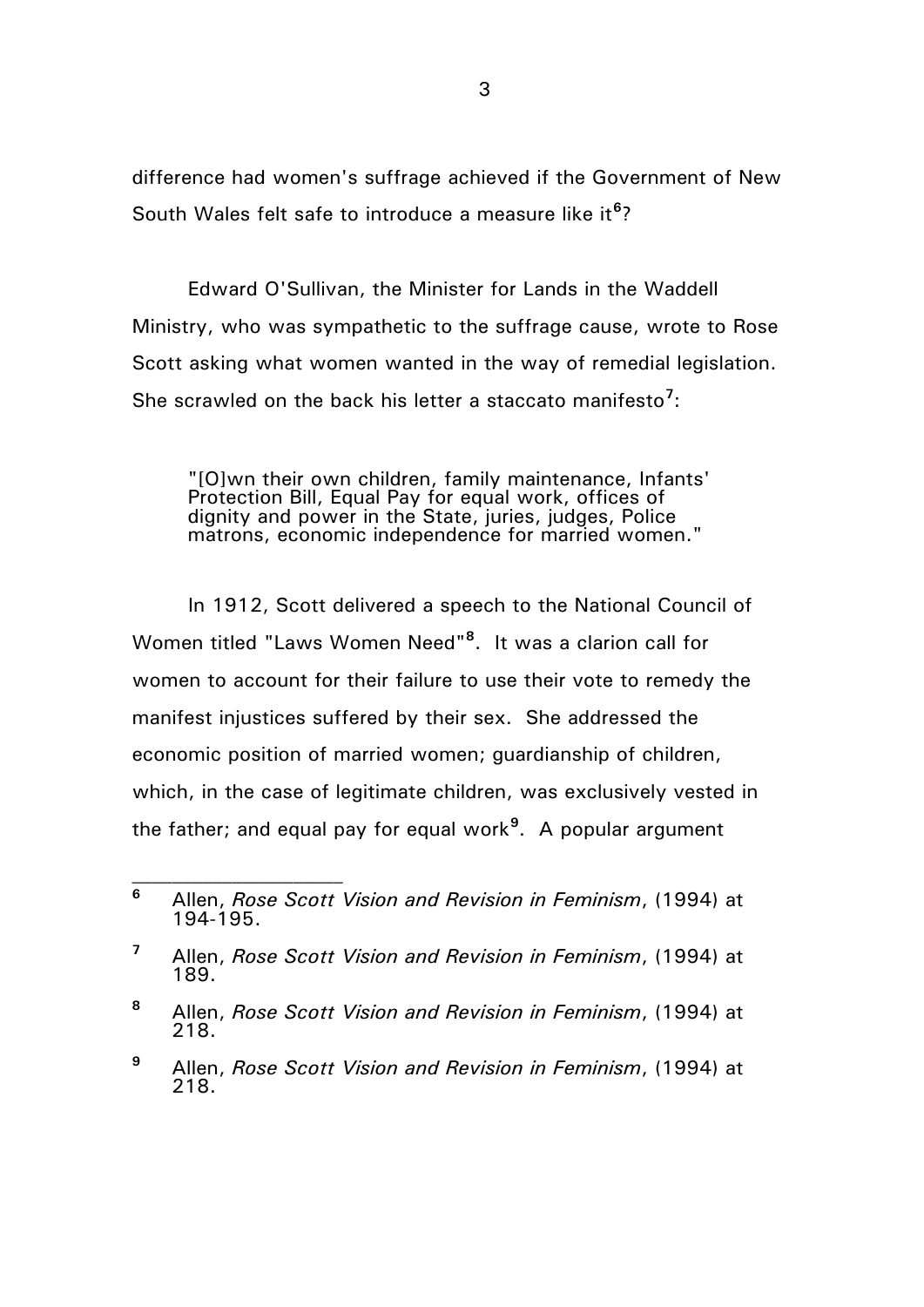difference had women's suffrage achieved if the Government of New South Wales felt safe to introduce a measure like it[6]?

Edward O'Sullivan, the Minister for Lands in the Waddell Ministry, who was sympathetic to the suffrage cause, wrote to Rose Scott asking what women wanted in the way of remedial legislation. She scrawled on the back his letter a staccato manifesto[7]:

> "[O]wn their own children, family maintenance, Infants' Protection Bill, Equal Pay for equal work, offices of dignity and power in the State, juries, judges, Police matrons, economic independence for married women."

In 1912, Scott delivered a speech to the National Council of Women titled "Laws Women Need"[8]. It was a clarion call for women to account for their failure to use their vote to remedy the manifest injustices suffered by their sex. She addressed the economic position of married women; guardianship of children, which, in the case of legitimate children, was exclusively vested in the father; and equal pay for equal work[9]. A popular argument

---

[6] Allen, *Rose Scott Vision and Revision in Feminism*, (1994) at 194-195.

[7] Allen, *Rose Scott Vision and Revision in Feminism*, (1994) at 189.

[8] Allen, *Rose Scott Vision and Revision in Feminism*, (1994) at 218.

[9] Allen, *Rose Scott Vision and Revision in Feminism*, (1994) at 218.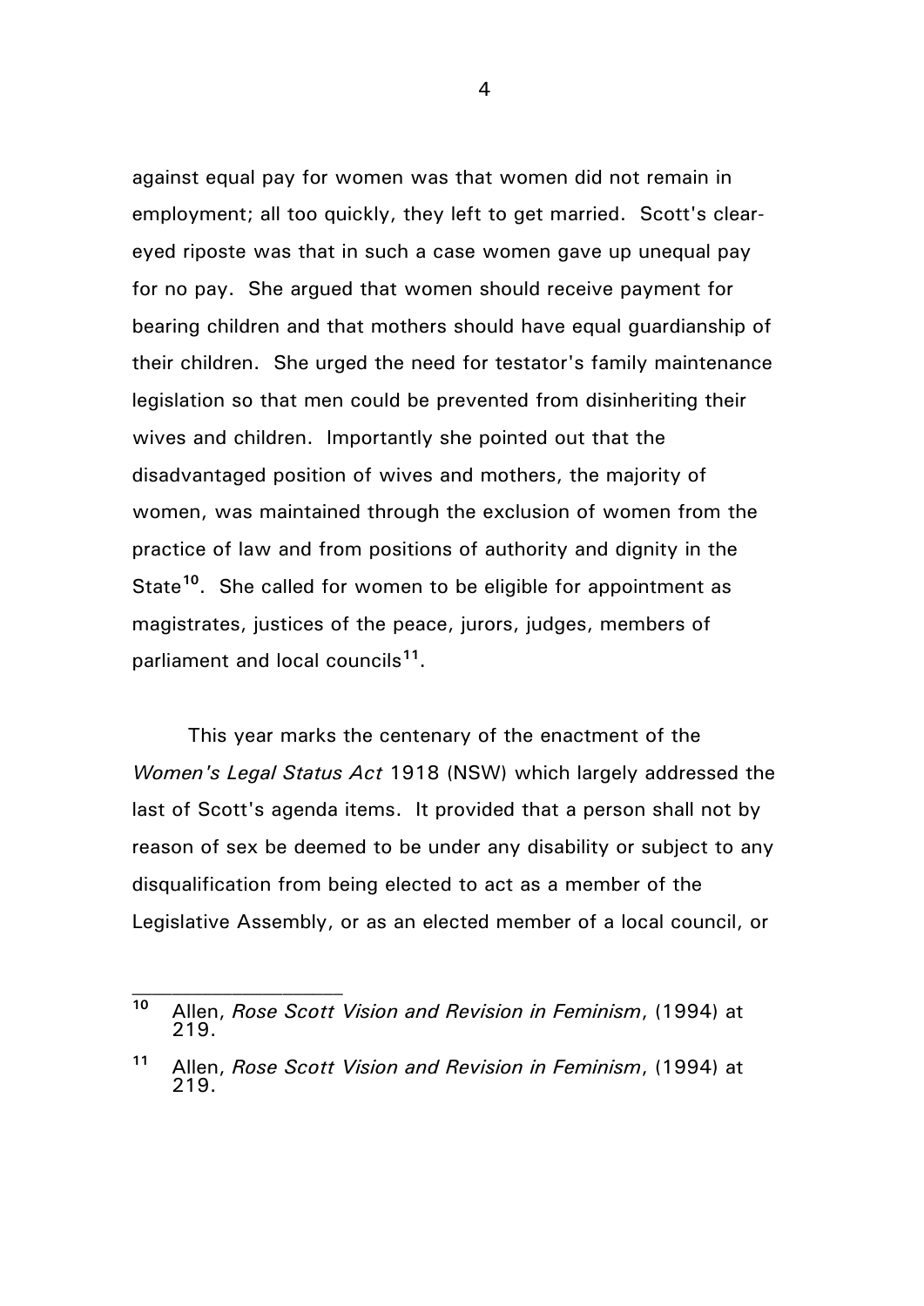against equal pay for women was that women did not remain in employment; all too quickly, they left to get married. Scott's clear-eyed riposte was that in such a case women gave up unequal pay for no pay. She argued that women should receive payment for bearing children and that mothers should have equal guardianship of their children. She urged the need for testator's family maintenance legislation so that men could be prevented from disinheriting their wives and children. Importantly she pointed out that the disadvantaged position of wives and mothers, the majority of women, was maintained through the exclusion of women from the practice of law and from positions of authority and dignity in the State[10]. She called for women to be eligible for appointment as magistrates, justices of the peace, jurors, judges, members of parliament and local councils[11].

This year marks the centenary of the enactment of the *Women's Legal Status Act* 1918 (NSW) which largely addressed the last of Scott's agenda items. It provided that a person shall not by reason of sex be deemed to be under any disability or subject to any disqualification from being elected to act as a member of the Legislative Assembly, or as an elected member of a local council, or

---

[10] Allen, *Rose Scott Vision and Revision in Feminism*, (1994) at 219.

[11] Allen, *Rose Scott Vision and Revision in Feminism*, (1994) at 219.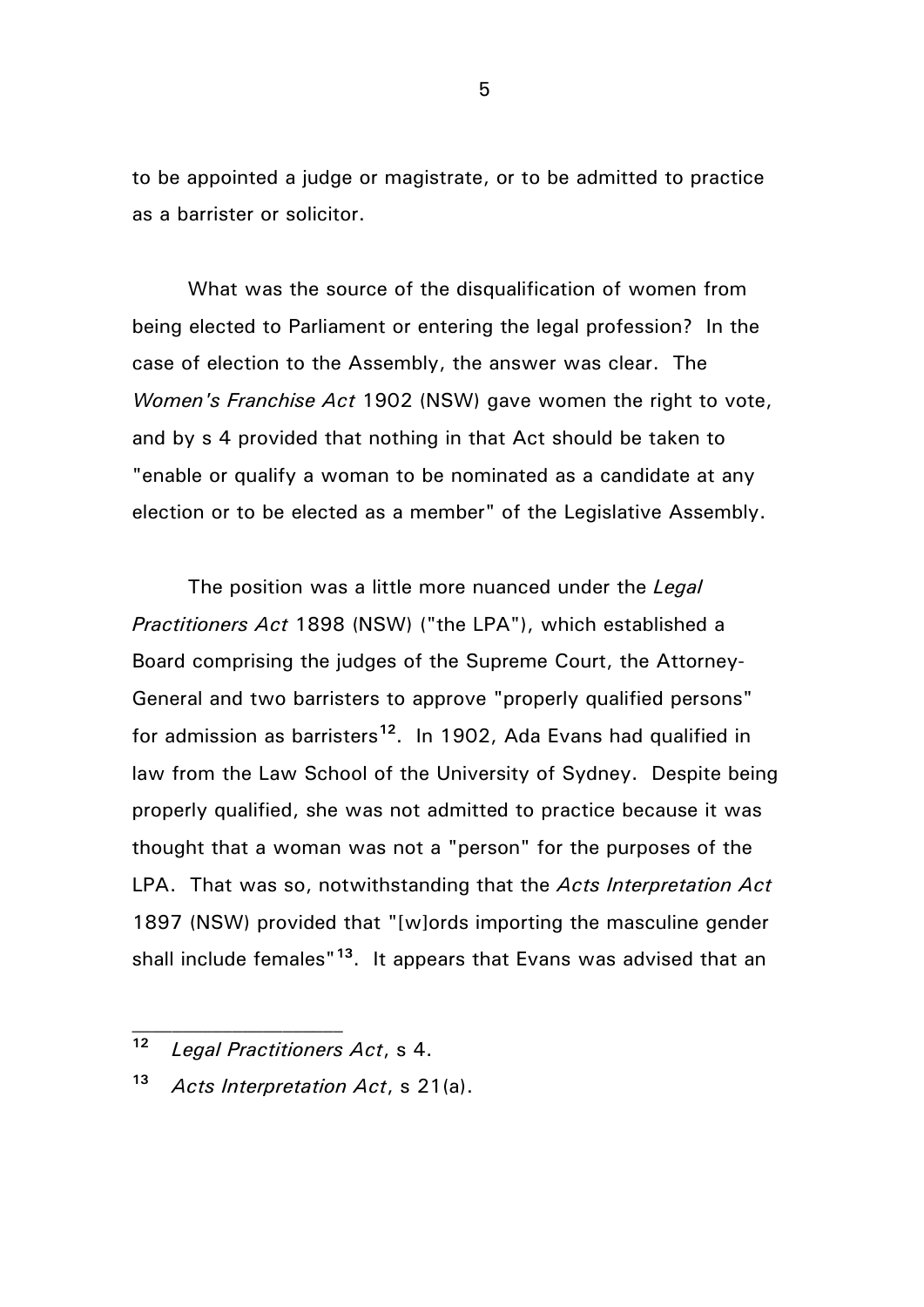to be appointed a judge or magistrate, or to be admitted to practice as a barrister or solicitor.

What was the source of the disqualification of women from being elected to Parliament or entering the legal profession? In the case of election to the Assembly, the answer was clear. The *Women's Franchise Act* 1902 (NSW) gave women the right to vote, and by s 4 provided that nothing in that Act should be taken to "enable or qualify a woman to be nominated as a candidate at any election or to be elected as a member" of the Legislative Assembly.

The position was a little more nuanced under the *Legal Practitioners Act* 1898 (NSW) ("the LPA"), which established a Board comprising the judges of the Supreme Court, the Attorney-General and two barristers to approve "properly qualified persons" for admission as barristers[12]. In 1902, Ada Evans had qualified in law from the Law School of the University of Sydney. Despite being properly qualified, she was not admitted to practice because it was thought that a woman was not a "person" for the purposes of the LPA. That was so, notwithstanding that the *Acts Interpretation Act* 1897 (NSW) provided that "[w]ords importing the masculine gender shall include females"[13]. It appears that Evans was advised that an

---

[12] *Legal Practitioners Act*, s 4.

[13] *Acts Interpretation Act*, s 21(a).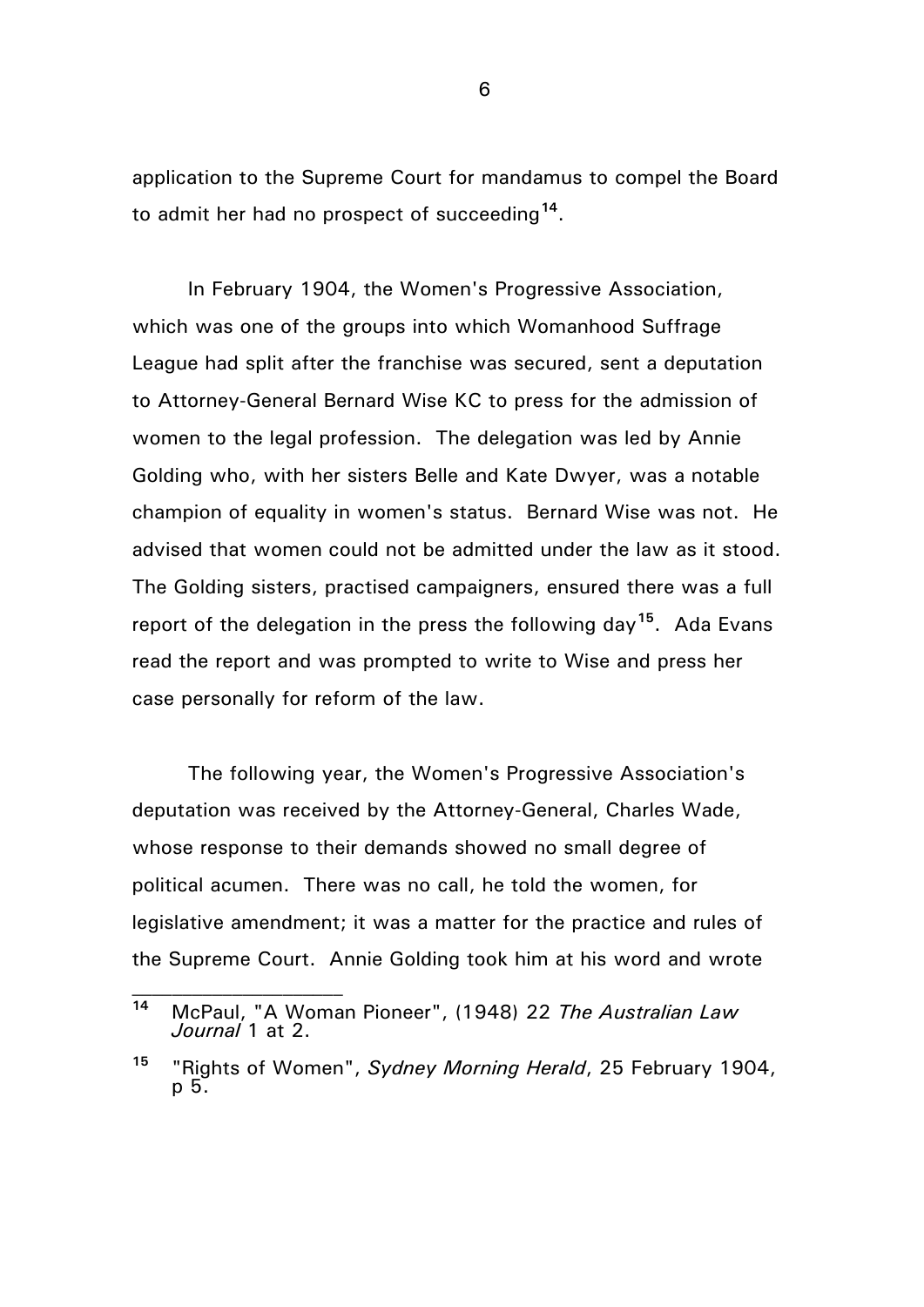application to the Supreme Court for mandamus to compel the Board to admit her had no prospect of succeeding[14].

In February 1904, the Women's Progressive Association, which was one of the groups into which Womanhood Suffrage League had split after the franchise was secured, sent a deputation to Attorney-General Bernard Wise KC to press for the admission of women to the legal profession. The delegation was led by Annie Golding who, with her sisters Belle and Kate Dwyer, was a notable champion of equality in women's status. Bernard Wise was not. He advised that women could not be admitted under the law as it stood. The Golding sisters, practised campaigners, ensured there was a full report of the delegation in the press the following day[15]. Ada Evans read the report and was prompted to write to Wise and press her case personally for reform of the law.

The following year, the Women's Progressive Association's deputation was received by the Attorney-General, Charles Wade, whose response to their demands showed no small degree of political acumen. There was no call, he told the women, for legislative amendment; it was a matter for the practice and rules of the Supreme Court. Annie Golding took him at his word and wrote

---

[14] McPaul, "A Woman Pioneer", (1948) 22 *The Australian Law Journal* 1 at 2.

[15] "Rights of Women", *Sydney Morning Herald*, 25 February 1904, p 5.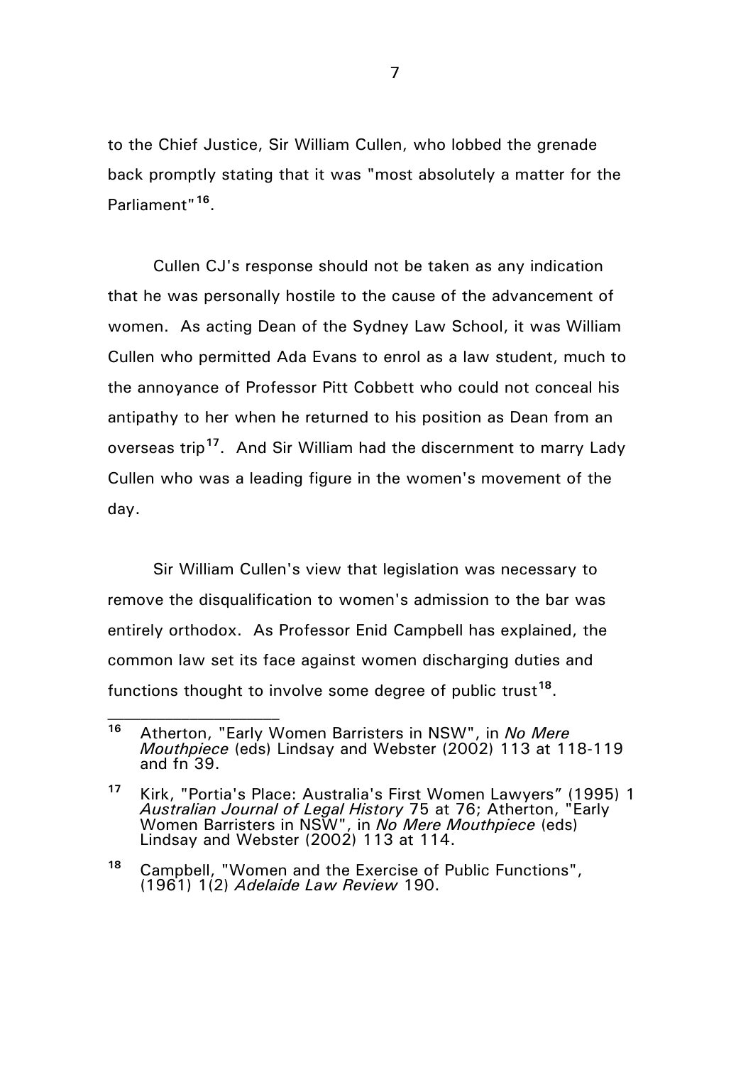to the Chief Justice, Sir William Cullen, who lobbed the grenade back promptly stating that it was "most absolutely a matter for the Parliament"[16].

Cullen CJ's response should not be taken as any indication that he was personally hostile to the cause of the advancement of women. As acting Dean of the Sydney Law School, it was William Cullen who permitted Ada Evans to enrol as a law student, much to the annoyance of Professor Pitt Cobbett who could not conceal his antipathy to her when he returned to his position as Dean from an overseas trip[17]. And Sir William had the discernment to marry Lady Cullen who was a leading figure in the women's movement of the day.

Sir William Cullen's view that legislation was necessary to remove the disqualification to women's admission to the bar was entirely orthodox. As Professor Enid Campbell has explained, the common law set its face against women discharging duties and functions thought to involve some degree of public trust[18].

---

[16] Atherton, "Early Women Barristers in NSW", in *No Mere Mouthpiece* (eds) Lindsay and Webster (2002) 113 at 118-119 and fn 39.

[17] Kirk, "Portia's Place: Australia's First Women Lawyers" (1995) 1 *Australian Journal of Legal History* 75 at 76; Atherton, "Early Women Barristers in NSW", in *No Mere Mouthpiece* (eds) Lindsay and Webster (2002) 113 at 114.

[18] Campbell, "Women and the Exercise of Public Functions", (1961) 1(2) *Adelaide Law Review* 190.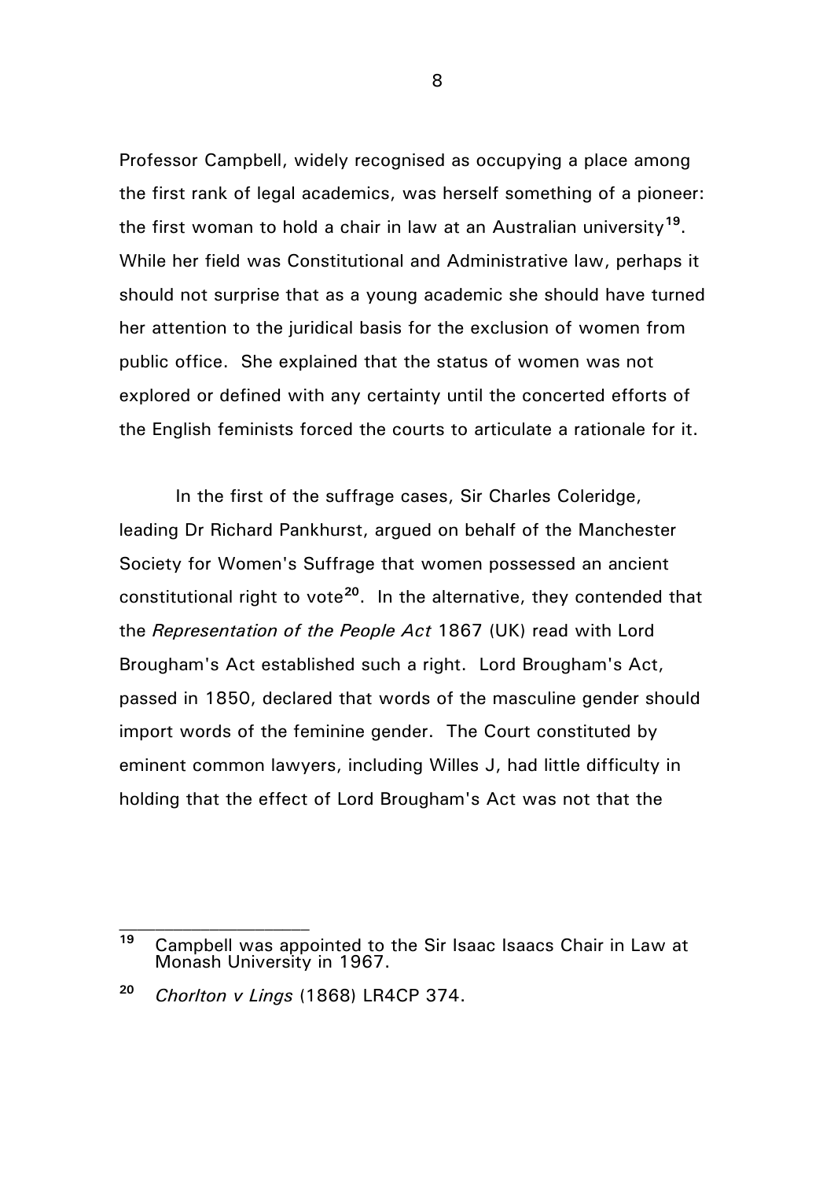Professor Campbell, widely recognised as occupying a place among the first rank of legal academics, was herself something of a pioneer: the first woman to hold a chair in law at an Australian university[19]. While her field was Constitutional and Administrative law, perhaps it should not surprise that as a young academic she should have turned her attention to the juridical basis for the exclusion of women from public office. She explained that the status of women was not explored or defined with any certainty until the concerted efforts of the English feminists forced the courts to articulate a rationale for it.

In the first of the suffrage cases, Sir Charles Coleridge, leading Dr Richard Pankhurst, argued on behalf of the Manchester Society for Women's Suffrage that women possessed an ancient constitutional right to vote[20]. In the alternative, they contended that the *Representation of the People Act* 1867 (UK) read with Lord Brougham's Act established such a right. Lord Brougham's Act, passed in 1850, declared that words of the masculine gender should import words of the feminine gender. The Court constituted by eminent common lawyers, including Willes J, had little difficulty in holding that the effect of Lord Brougham's Act was not that the

---

[19] Campbell was appointed to the Sir Isaac Isaacs Chair in Law at Monash University in 1967.

[20] *Chorlton v Lings* (1868) LR4CP 374.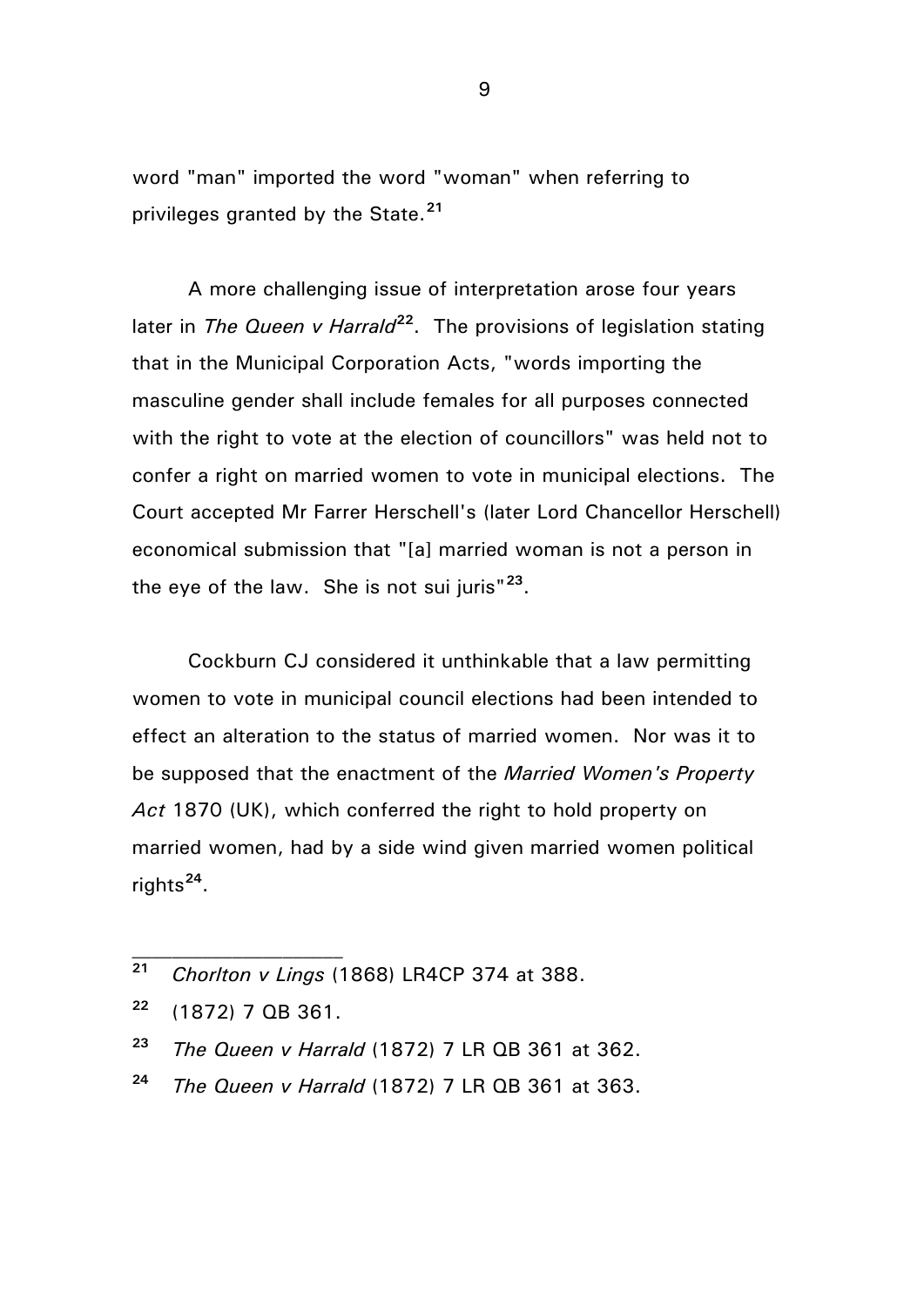word "man" imported the word "woman" when referring to privileges granted by the State.[21]

A more challenging issue of interpretation arose four years later in *The Queen v Harrald*[22]. The provisions of legislation stating that in the Municipal Corporation Acts, "words importing the masculine gender shall include females for all purposes connected with the right to vote at the election of councillors" was held not to confer a right on married women to vote in municipal elections. The Court accepted Mr Farrer Herschell's (later Lord Chancellor Herschell) economical submission that "[a] married woman is not a person in the eye of the law. She is not sui juris"[23].

Cockburn CJ considered it unthinkable that a law permitting women to vote in municipal council elections had been intended to effect an alteration to the status of married women. Nor was it to be supposed that the enactment of the *Married Women's Property Act* 1870 (UK), which conferred the right to hold property on married women, had by a side wind given married women political rights[24].

---

[21] *Chorlton v Lings* (1868) LR4CP 374 at 388.

[22] (1872) 7 QB 361.

[23] *The Queen v Harrald* (1872) 7 LR QB 361 at 362.

[24] *The Queen v Harrald* (1872) 7 LR QB 361 at 363.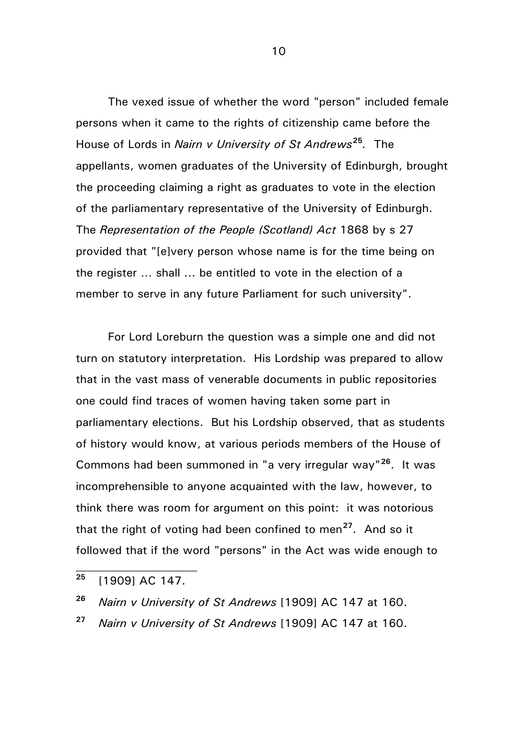The vexed issue of whether the word "person" included female persons when it came to the rights of citizenship came before the House of Lords in *Nairn v University of St Andrews*[25]*.* The appellants, women graduates of the University of Edinburgh, brought the proceeding claiming a right as graduates to vote in the election of the parliamentary representative of the University of Edinburgh. The *Representation of the People (Scotland) Act* 1868 by s 27 provided that "[e]very person whose name is for the time being on the register ... shall ... be entitled to vote in the election of a member to serve in any future Parliament for such university".

For Lord Loreburn the question was a simple one and did not turn on statutory interpretation. His Lordship was prepared to allow that in the vast mass of venerable documents in public repositories one could find traces of women having taken some part in parliamentary elections. But his Lordship observed, that as students of history would know, at various periods members of the House of Commons had been summoned in "a very irregular way"[26]. It was incomprehensible to anyone acquainted with the law, however, to think there was room for argument on this point: it was notorious that the right of voting had been confined to men[27]. And so it followed that if the word "persons" in the Act was wide enough to

---

[25] [1909] AC 147.

[26] *Nairn v University of St Andrews* [1909] AC 147 at 160.

[27] *Nairn v University of St Andrews* [1909] AC 147 at 160.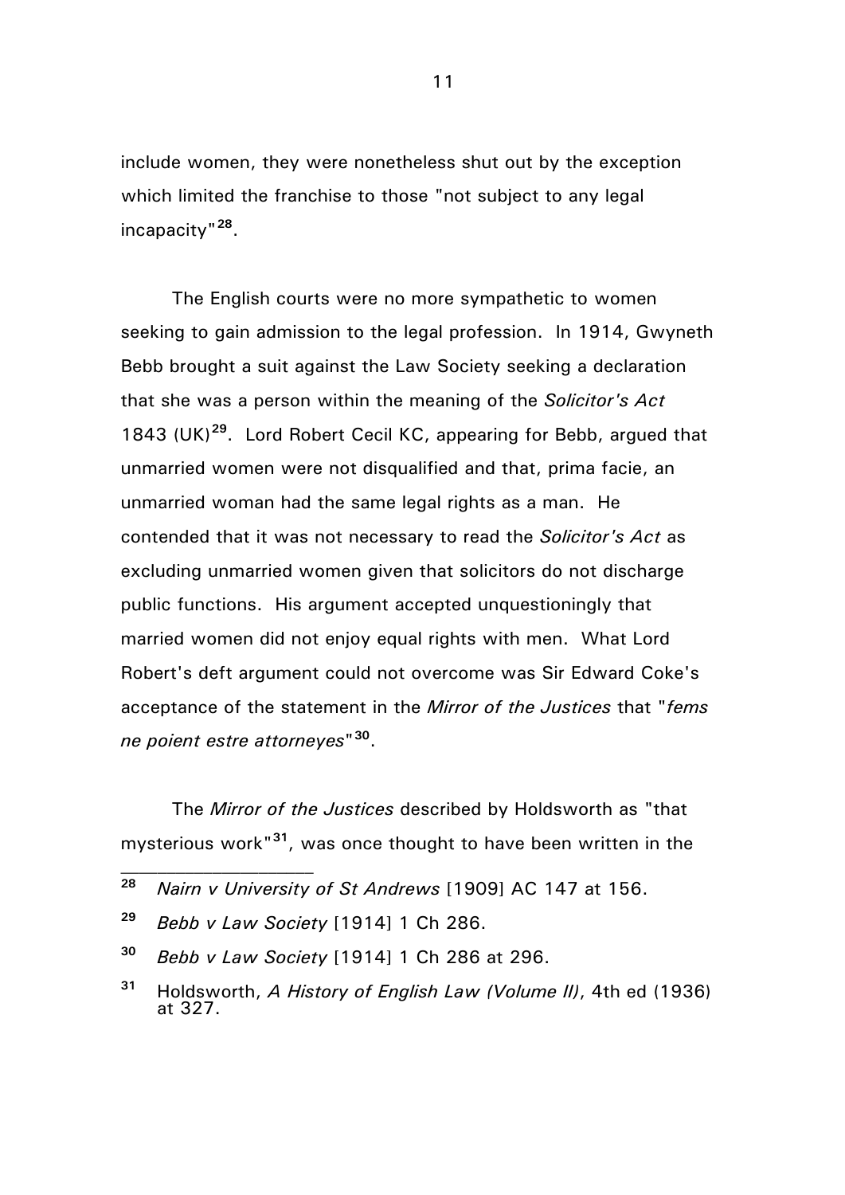include women, they were nonetheless shut out by the exception which limited the franchise to those "not subject to any legal incapacity"[28].

The English courts were no more sympathetic to women seeking to gain admission to the legal profession. In 1914, Gwyneth Bebb brought a suit against the Law Society seeking a declaration that she was a person within the meaning of the *Solicitor's Act* 1843 (UK)[29]. Lord Robert Cecil KC, appearing for Bebb, argued that unmarried women were not disqualified and that, prima facie, an unmarried woman had the same legal rights as a man. He contended that it was not necessary to read the *Solicitor's Act* as excluding unmarried women given that solicitors do not discharge public functions. His argument accepted unquestioningly that married women did not enjoy equal rights with men. What Lord Robert's deft argument could not overcome was Sir Edward Coke's acceptance of the statement in the *Mirror of the Justices* that "*fems ne poient estre attorneyes*"[30].

The *Mirror of the Justices* described by Holdsworth as "that mysterious work"[31], was once thought to have been written in the

---

[28] *Nairn v University of St Andrews* [1909] AC 147 at 156.

[29] *Bebb v Law Society* [1914] 1 Ch 286.

[30] *Bebb v Law Society* [1914] 1 Ch 286 at 296.

[31] Holdsworth, *A History of English Law (Volume II)*, 4th ed (1936) at 327.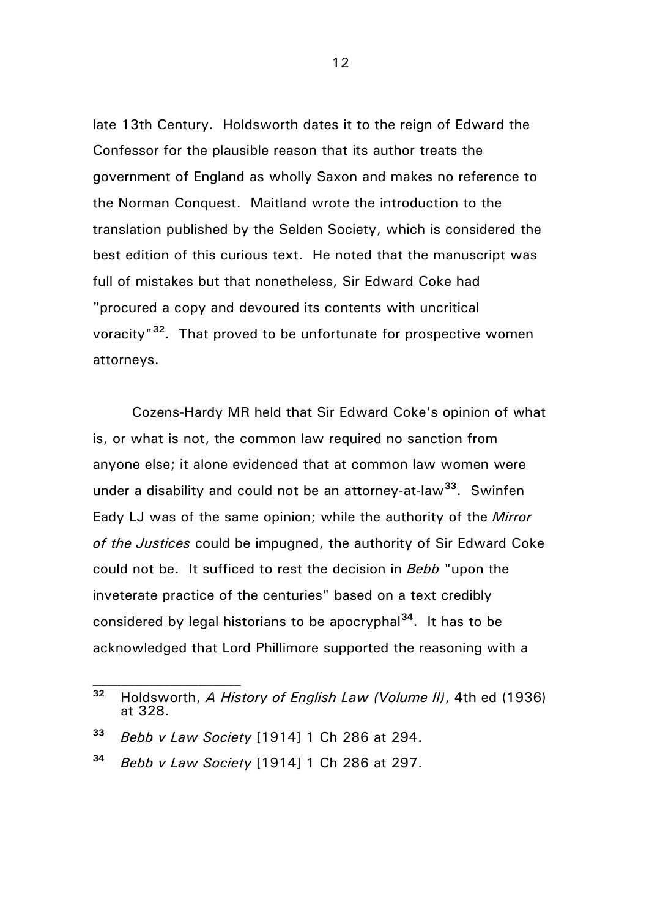late 13th Century. Holdsworth dates it to the reign of Edward the Confessor for the plausible reason that its author treats the government of England as wholly Saxon and makes no reference to the Norman Conquest. Maitland wrote the introduction to the translation published by the Selden Society, which is considered the best edition of this curious text. He noted that the manuscript was full of mistakes but that nonetheless, Sir Edward Coke had "procured a copy and devoured its contents with uncritical voracity"[32]. That proved to be unfortunate for prospective women attorneys.

Cozens-Hardy MR held that Sir Edward Coke's opinion of what is, or what is not, the common law required no sanction from anyone else; it alone evidenced that at common law women were under a disability and could not be an attorney-at-law[33]. Swinfen Eady LJ was of the same opinion; while the authority of the *Mirror of the Justices* could be impugned, the authority of Sir Edward Coke could not be. It sufficed to rest the decision in *Bebb* "upon the inveterate practice of the centuries" based on a text credibly considered by legal historians to be apocryphal[34]. It has to be acknowledged that Lord Phillimore supported the reasoning with a

---

[32] Holdsworth, *A History of English Law (Volume II)*, 4th ed (1936) at 328.

[33] *Bebb v Law Society* [1914] 1 Ch 286 at 294.

[34] *Bebb v Law Society* [1914] 1 Ch 286 at 297.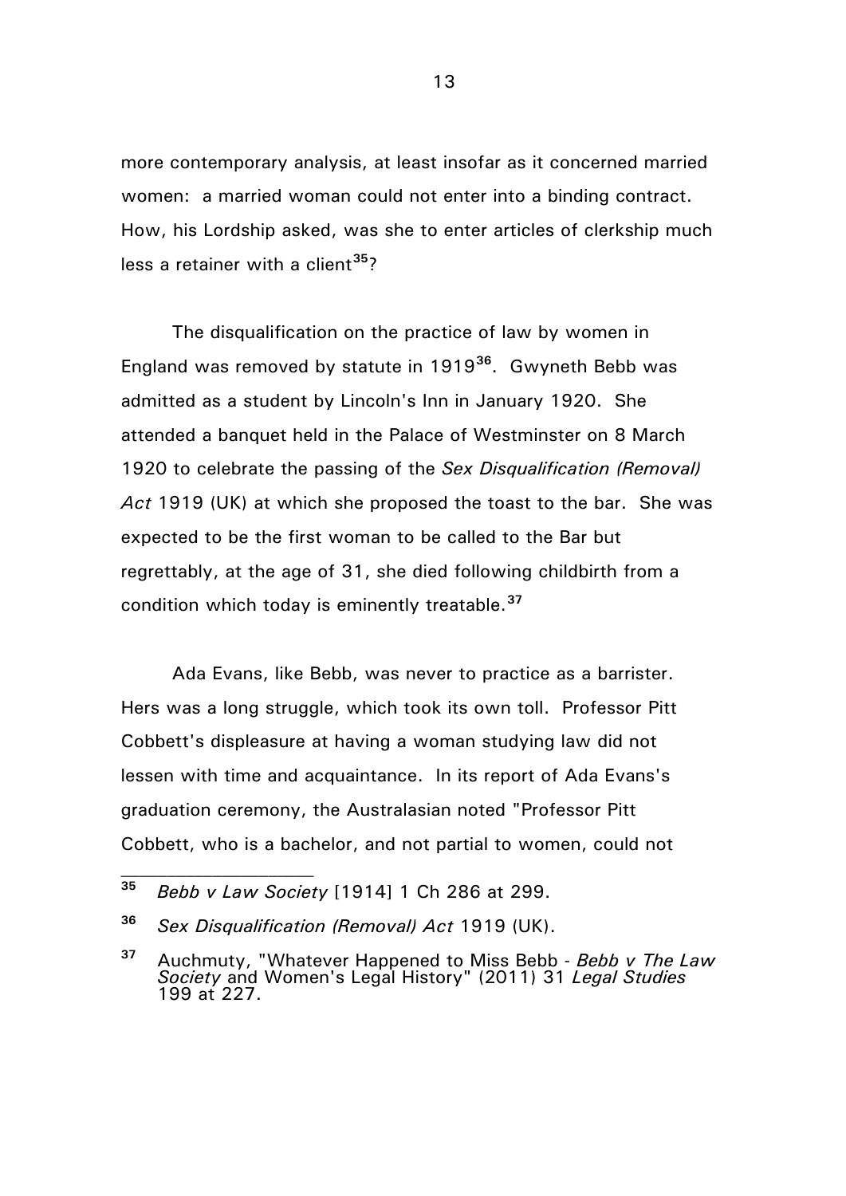more contemporary analysis, at least insofar as it concerned married women: a married woman could not enter into a binding contract. How, his Lordship asked, was she to enter articles of clerkship much less a retainer with a client[35]?

The disqualification on the practice of law by women in England was removed by statute in 1919[36]. Gwyneth Bebb was admitted as a student by Lincoln's Inn in January 1920. She attended a banquet held in the Palace of Westminster on 8 March 1920 to celebrate the passing of the *Sex Disqualification (Removal) Act* 1919 (UK) at which she proposed the toast to the bar. She was expected to be the first woman to be called to the Bar but regrettably, at the age of 31, she died following childbirth from a condition which today is eminently treatable.[37]

Ada Evans, like Bebb, was never to practice as a barrister. Hers was a long struggle, which took its own toll. Professor Pitt Cobbett's displeasure at having a woman studying law did not lessen with time and acquaintance. In its report of Ada Evans's graduation ceremony, the Australasian noted "Professor Pitt Cobbett, who is a bachelor, and not partial to women, could not

---

[35] *Bebb v Law Society* [1914] 1 Ch 286 at 299.

[36] *Sex Disqualification (Removal) Act* 1919 (UK).

[37] Auchmuty, "Whatever Happened to Miss Bebb - *Bebb v The Law Society* and Women's Legal History" (2011) 31 *Legal Studies* 199 at 227.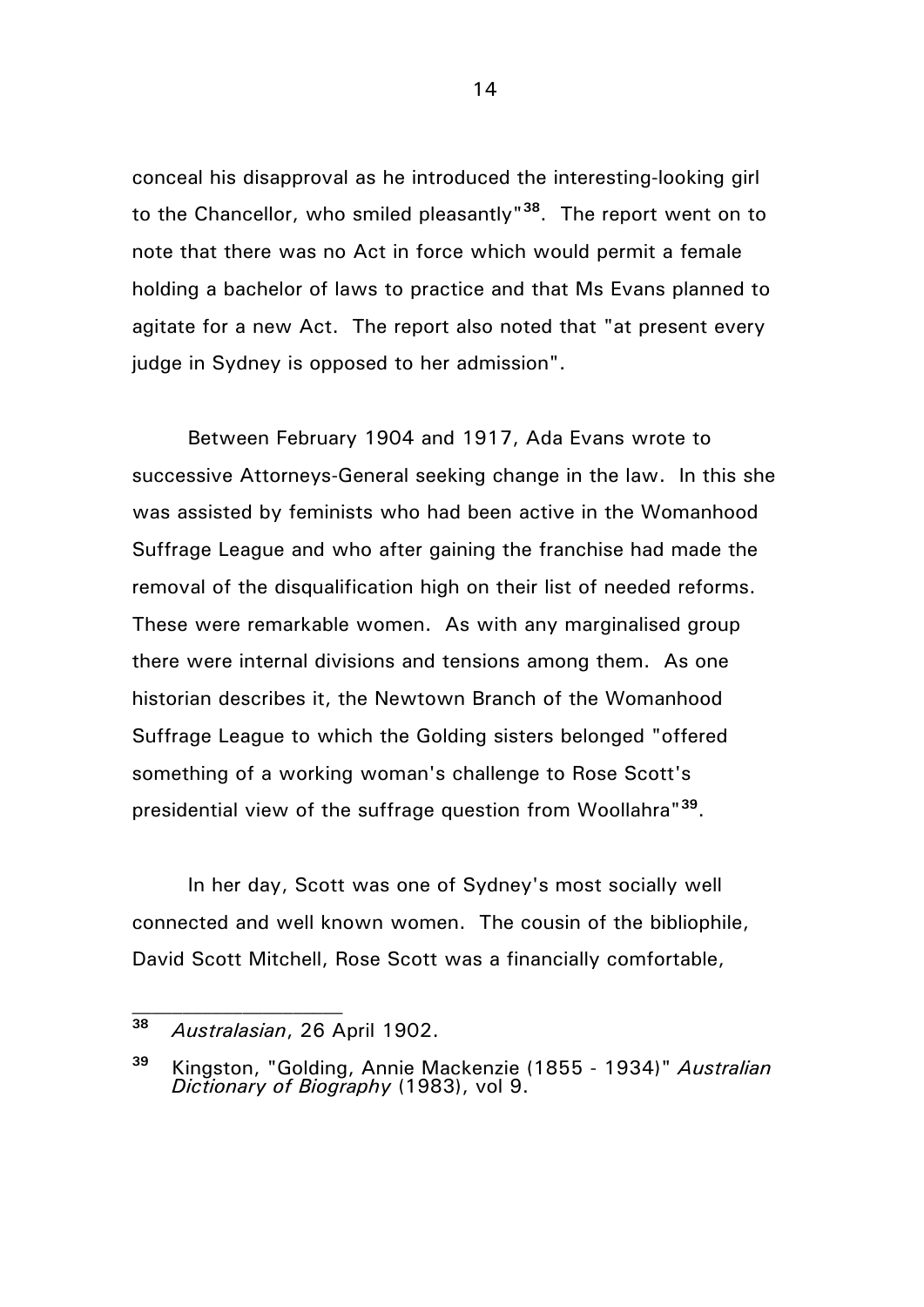conceal his disapproval as he introduced the interesting-looking girl to the Chancellor, who smiled pleasantly"[38]. The report went on to note that there was no Act in force which would permit a female holding a bachelor of laws to practice and that Ms Evans planned to agitate for a new Act. The report also noted that "at present every judge in Sydney is opposed to her admission".

Between February 1904 and 1917, Ada Evans wrote to successive Attorneys-General seeking change in the law. In this she was assisted by feminists who had been active in the Womanhood Suffrage League and who after gaining the franchise had made the removal of the disqualification high on their list of needed reforms. These were remarkable women. As with any marginalised group there were internal divisions and tensions among them. As one historian describes it, the Newtown Branch of the Womanhood Suffrage League to which the Golding sisters belonged "offered something of a working woman's challenge to Rose Scott's presidential view of the suffrage question from Woollahra"[39].

In her day, Scott was one of Sydney's most socially well connected and well known women. The cousin of the bibliophile, David Scott Mitchell, Rose Scott was a financially comfortable,

---

[38] *Australasian*, 26 April 1902.

[39] Kingston, "Golding, Annie Mackenzie (1855 - 1934)" *Australian Dictionary of Biography* (1983), vol 9.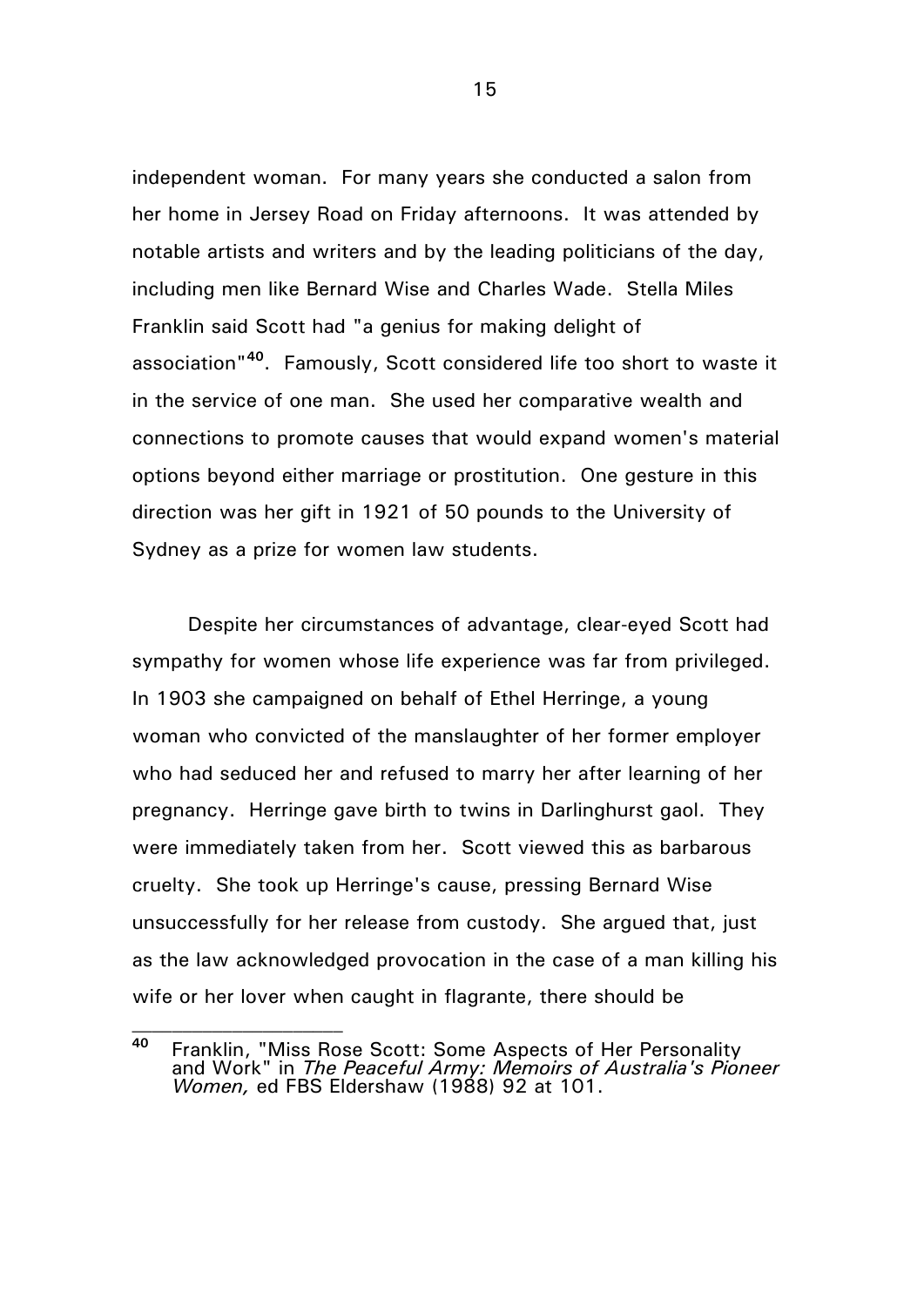independent woman. For many years she conducted a salon from her home in Jersey Road on Friday afternoons. It was attended by notable artists and writers and by the leading politicians of the day, including men like Bernard Wise and Charles Wade. Stella Miles Franklin said Scott had "a genius for making delight of association"[40]. Famously, Scott considered life too short to waste it in the service of one man. She used her comparative wealth and connections to promote causes that would expand women's material options beyond either marriage or prostitution. One gesture in this direction was her gift in 1921 of 50 pounds to the University of Sydney as a prize for women law students.

Despite her circumstances of advantage, clear-eyed Scott had sympathy for women whose life experience was far from privileged. In 1903 she campaigned on behalf of Ethel Herringe, a young woman who convicted of the manslaughter of her former employer who had seduced her and refused to marry her after learning of her pregnancy. Herringe gave birth to twins in Darlinghurst gaol. They were immediately taken from her. Scott viewed this as barbarous cruelty. She took up Herringe's cause, pressing Bernard Wise unsuccessfully for her release from custody. She argued that, just as the law acknowledged provocation in the case of a man killing his wife or her lover when caught in flagrante, there should be

---

[40] Franklin, "Miss Rose Scott: Some Aspects of Her Personality and Work" in *The Peaceful Army: Memoirs of Australia's Pioneer Women,* ed FBS Eldershaw (1988) 92 at 101.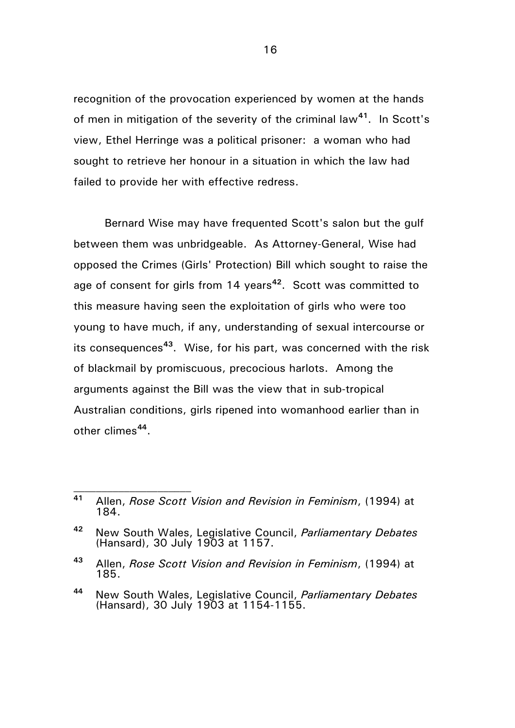recognition of the provocation experienced by women at the hands of men in mitigation of the severity of the criminal law[41]. In Scott's view, Ethel Herringe was a political prisoner: a woman who had sought to retrieve her honour in a situation in which the law had failed to provide her with effective redress.

Bernard Wise may have frequented Scott's salon but the gulf between them was unbridgeable. As Attorney-General, Wise had opposed the Crimes (Girls' Protection) Bill which sought to raise the age of consent for girls from 14 years[42]. Scott was committed to this measure having seen the exploitation of girls who were too young to have much, if any, understanding of sexual intercourse or its consequences[43]. Wise, for his part, was concerned with the risk of blackmail by promiscuous, precocious harlots. Among the arguments against the Bill was the view that in sub-tropical Australian conditions, girls ripened into womanhood earlier than in other climes[44].

---

[41] Allen, *Rose Scott Vision and Revision in Feminism*, (1994) at 184.

[42] New South Wales, Legislative Council, *Parliamentary Debates* (Hansard), 30 July 1903 at 1157.

[43] Allen, *Rose Scott Vision and Revision in Feminism*, (1994) at 185.

[44] New South Wales, Legislative Council, *Parliamentary Debates* (Hansard), 30 July 1903 at 1154-1155.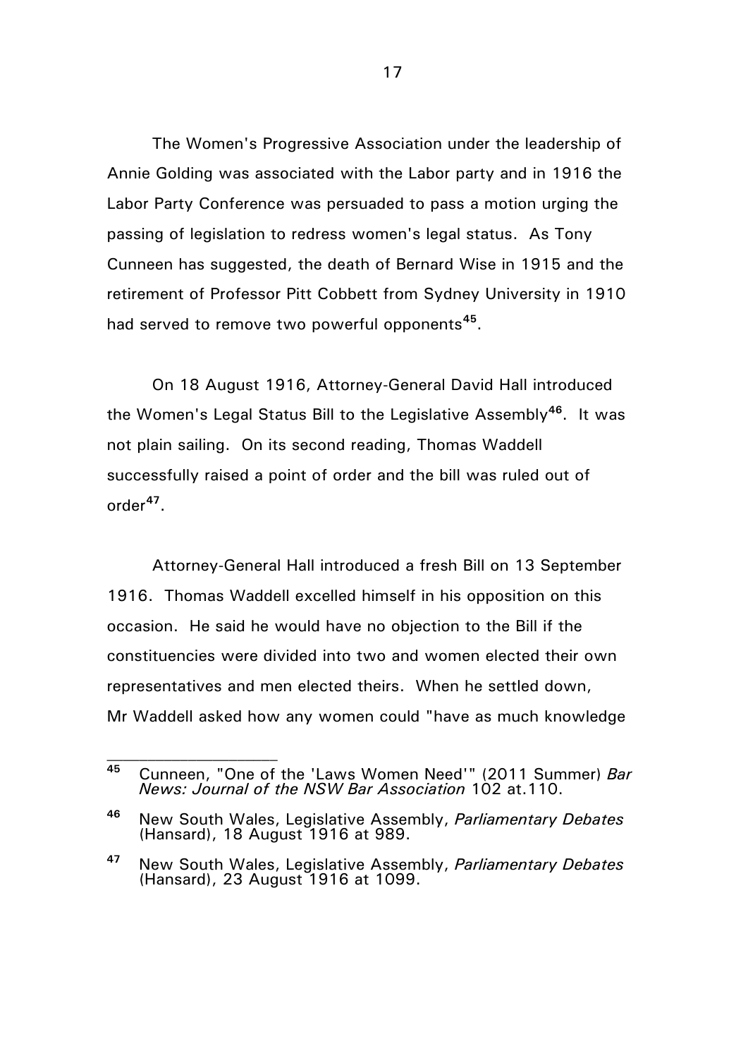The Women's Progressive Association under the leadership of Annie Golding was associated with the Labor party and in 1916 the Labor Party Conference was persuaded to pass a motion urging the passing of legislation to redress women's legal status. As Tony Cunneen has suggested, the death of Bernard Wise in 1915 and the retirement of Professor Pitt Cobbett from Sydney University in 1910 had served to remove two powerful opponents[45].

On 18 August 1916, Attorney-General David Hall introduced the Women's Legal Status Bill to the Legislative Assembly[46]. It was not plain sailing. On its second reading, Thomas Waddell successfully raised a point of order and the bill was ruled out of order[47].

Attorney-General Hall introduced a fresh Bill on 13 September 1916. Thomas Waddell excelled himself in his opposition on this occasion. He said he would have no objection to the Bill if the constituencies were divided into two and women elected their own representatives and men elected theirs. When he settled down, Mr Waddell asked how any women could "have as much knowledge

---

[45] Cunneen, "One of the 'Laws Women Need'" (2011 Summer) *Bar News: Journal of the NSW Bar Association* 102 at.110.

[46] New South Wales, Legislative Assembly, *Parliamentary Debates* (Hansard), 18 August 1916 at 989.

[47] New South Wales, Legislative Assembly, *Parliamentary Debates* (Hansard), 23 August 1916 at 1099.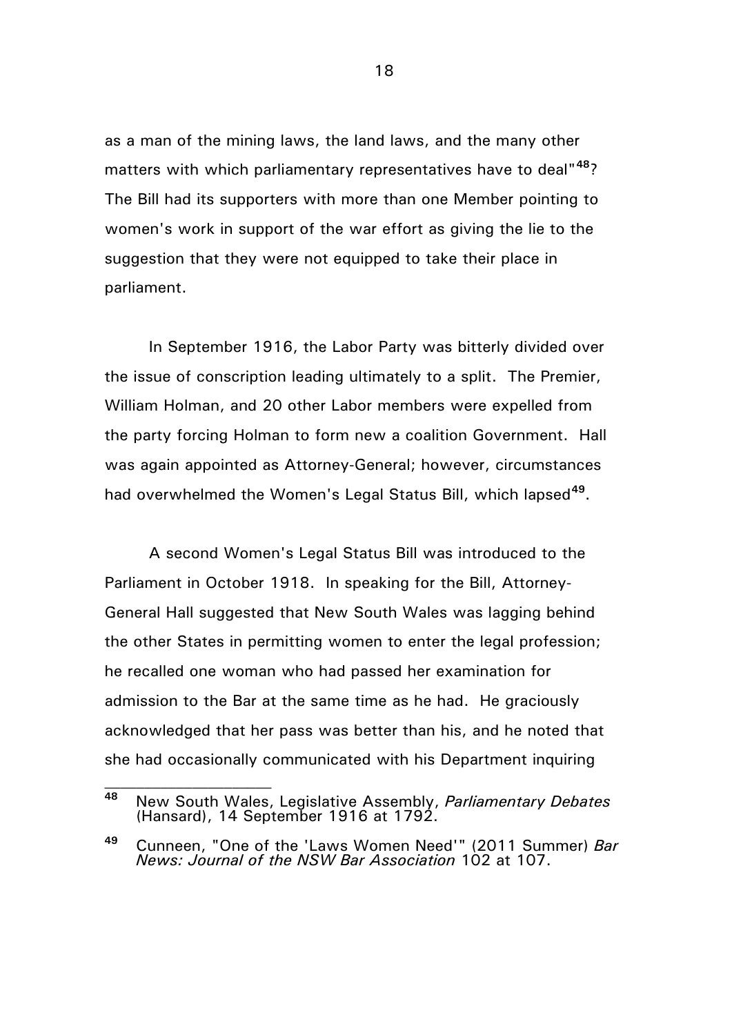as a man of the mining laws, the land laws, and the many other matters with which parliamentary representatives have to deal"[48]? The Bill had its supporters with more than one Member pointing to women's work in support of the war effort as giving the lie to the suggestion that they were not equipped to take their place in parliament.

In September 1916, the Labor Party was bitterly divided over the issue of conscription leading ultimately to a split. The Premier, William Holman, and 20 other Labor members were expelled from the party forcing Holman to form new a coalition Government. Hall was again appointed as Attorney-General; however, circumstances had overwhelmed the Women's Legal Status Bill, which lapsed[49].

A second Women's Legal Status Bill was introduced to the Parliament in October 1918. In speaking for the Bill, Attorney-General Hall suggested that New South Wales was lagging behind the other States in permitting women to enter the legal profession; he recalled one woman who had passed her examination for admission to the Bar at the same time as he had. He graciously acknowledged that her pass was better than his, and he noted that she had occasionally communicated with his Department inquiring

---

[48] New South Wales, Legislative Assembly, *Parliamentary Debates* (Hansard), 14 September 1916 at 1792.

[49] Cunneen, "One of the 'Laws Women Need'" (2011 Summer) *Bar News: Journal of the NSW Bar Association* 102 at 107.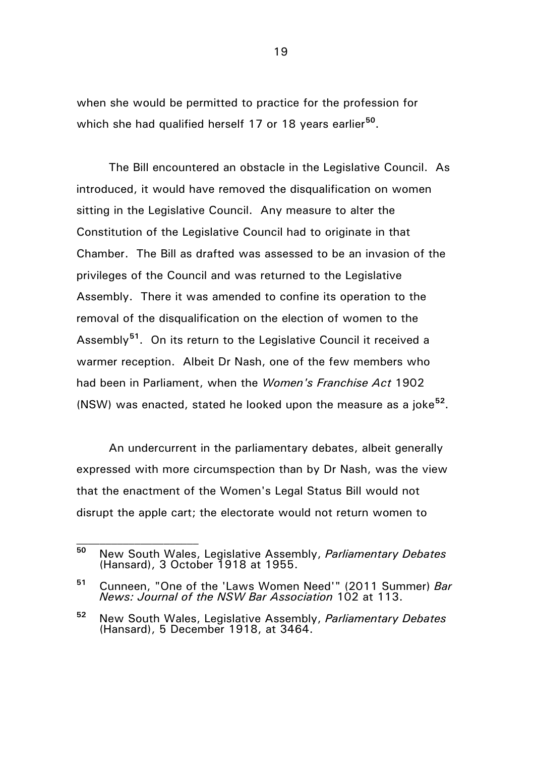when she would be permitted to practice for the profession for which she had qualified herself 17 or 18 years earlier[50].

The Bill encountered an obstacle in the Legislative Council. As introduced, it would have removed the disqualification on women sitting in the Legislative Council. Any measure to alter the Constitution of the Legislative Council had to originate in that Chamber. The Bill as drafted was assessed to be an invasion of the privileges of the Council and was returned to the Legislative Assembly. There it was amended to confine its operation to the removal of the disqualification on the election of women to the Assembly[51]. On its return to the Legislative Council it received a warmer reception. Albeit Dr Nash, one of the few members who had been in Parliament, when the *Women's Franchise Act* 1902 (NSW) was enacted, stated he looked upon the measure as a joke[52].

An undercurrent in the parliamentary debates, albeit generally expressed with more circumspection than by Dr Nash, was the view that the enactment of the Women's Legal Status Bill would not disrupt the apple cart; the electorate would not return women to

---

[50] New South Wales, Legislative Assembly, *Parliamentary Debates* (Hansard), 3 October 1918 at 1955.

[51] Cunneen, "One of the 'Laws Women Need'" (2011 Summer) *Bar News: Journal of the NSW Bar Association* 102 at 113.

[52] New South Wales, Legislative Assembly, *Parliamentary Debates* (Hansard), 5 December 1918, at 3464.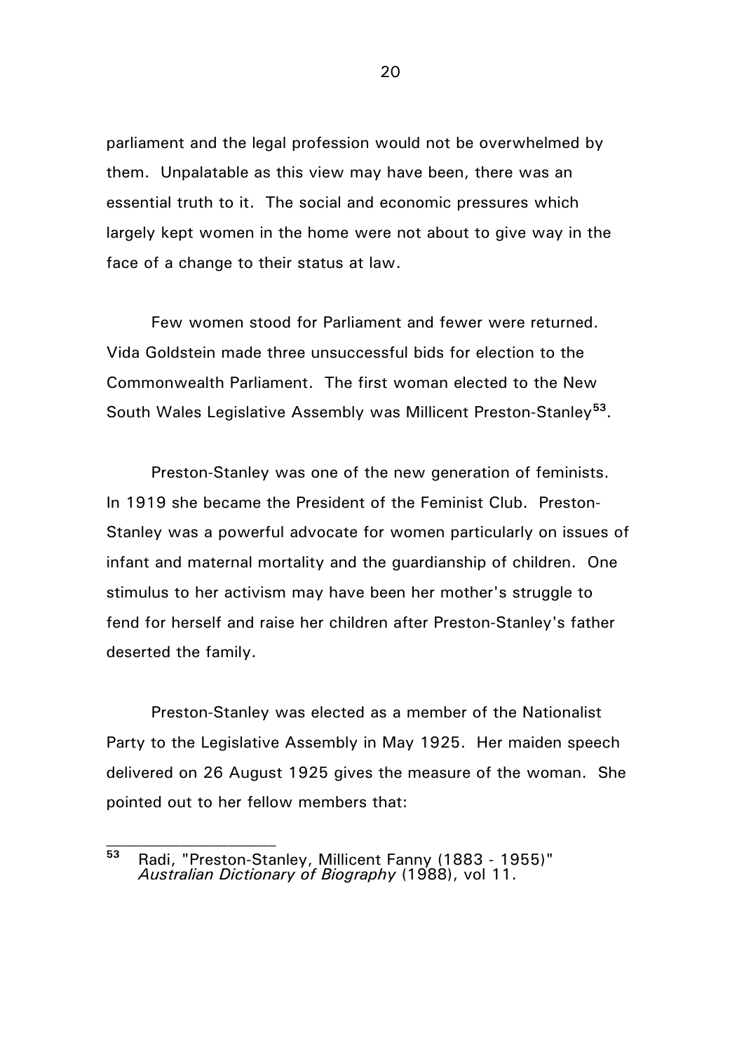parliament and the legal profession would not be overwhelmed by them. Unpalatable as this view may have been, there was an essential truth to it. The social and economic pressures which largely kept women in the home were not about to give way in the face of a change to their status at law.

Few women stood for Parliament and fewer were returned. Vida Goldstein made three unsuccessful bids for election to the Commonwealth Parliament. The first woman elected to the New South Wales Legislative Assembly was Millicent Preston-Stanley[53].

Preston-Stanley was one of the new generation of feminists. In 1919 she became the President of the Feminist Club. Preston-Stanley was a powerful advocate for women particularly on issues of infant and maternal mortality and the guardianship of children. One stimulus to her activism may have been her mother's struggle to fend for herself and raise her children after Preston-Stanley's father deserted the family.

Preston-Stanley was elected as a member of the Nationalist Party to the Legislative Assembly in May 1925. Her maiden speech delivered on 26 August 1925 gives the measure of the woman. She pointed out to her fellow members that:

---

[53] Radi, "Preston-Stanley, Millicent Fanny (1883 - 1955)" *Australian Dictionary of Biography* (1988), vol 11.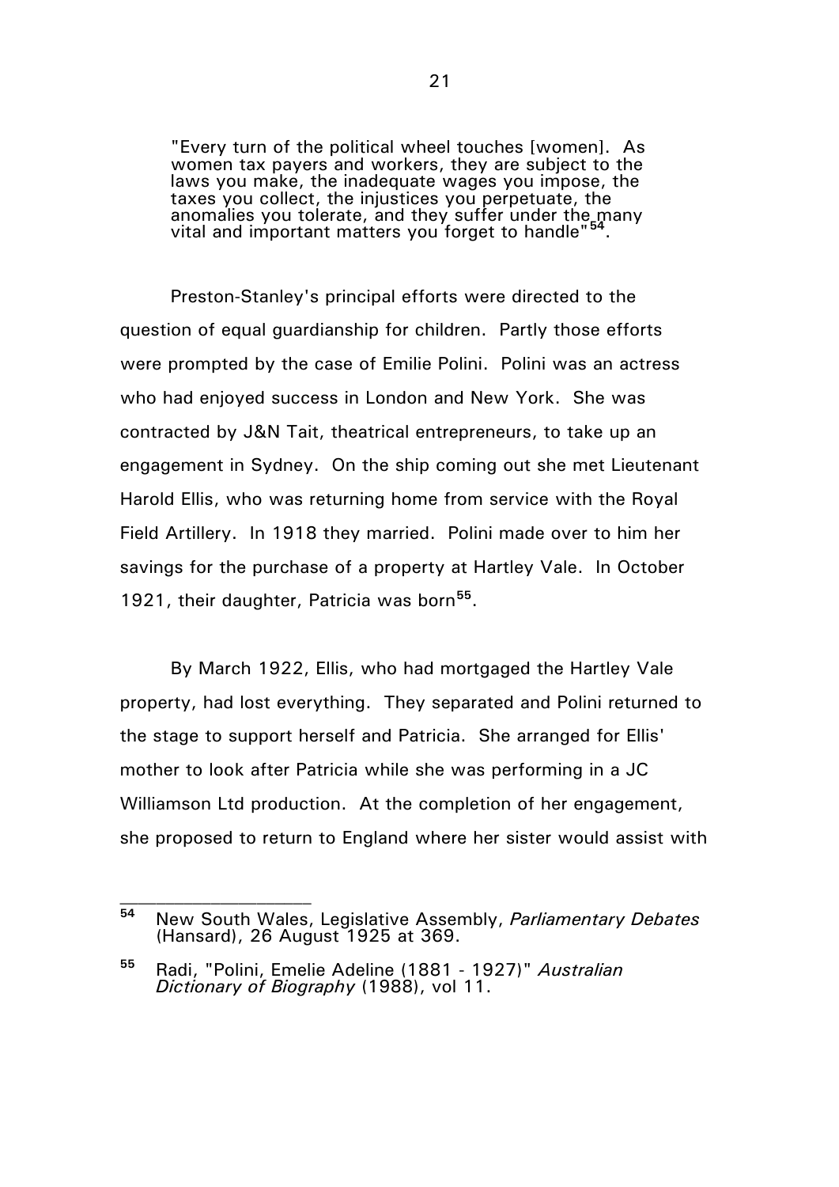> "Every turn of the political wheel touches [women]. As women tax payers and workers, they are subject to the laws you make, the inadequate wages you impose, the taxes you collect, the injustices you perpetuate, the anomalies you tolerate, and they suffer under the many vital and important matters you forget to handle"[54].

Preston-Stanley's principal efforts were directed to the question of equal guardianship for children. Partly those efforts were prompted by the case of Emilie Polini. Polini was an actress who had enjoyed success in London and New York. She was contracted by J&N Tait, theatrical entrepreneurs, to take up an engagement in Sydney. On the ship coming out she met Lieutenant Harold Ellis, who was returning home from service with the Royal Field Artillery. In 1918 they married. Polini made over to him her savings for the purchase of a property at Hartley Vale. In October 1921, their daughter, Patricia was born[55].

By March 1922, Ellis, who had mortgaged the Hartley Vale property, had lost everything. They separated and Polini returned to the stage to support herself and Patricia. She arranged for Ellis' mother to look after Patricia while she was performing in a JC Williamson Ltd production. At the completion of her engagement, she proposed to return to England where her sister would assist with

---

[54] New South Wales, Legislative Assembly, *Parliamentary Debates* (Hansard), 26 August 1925 at 369.

[55] Radi, "Polini, Emelie Adeline (1881 - 1927)" *Australian Dictionary of Biography* (1988), vol 11.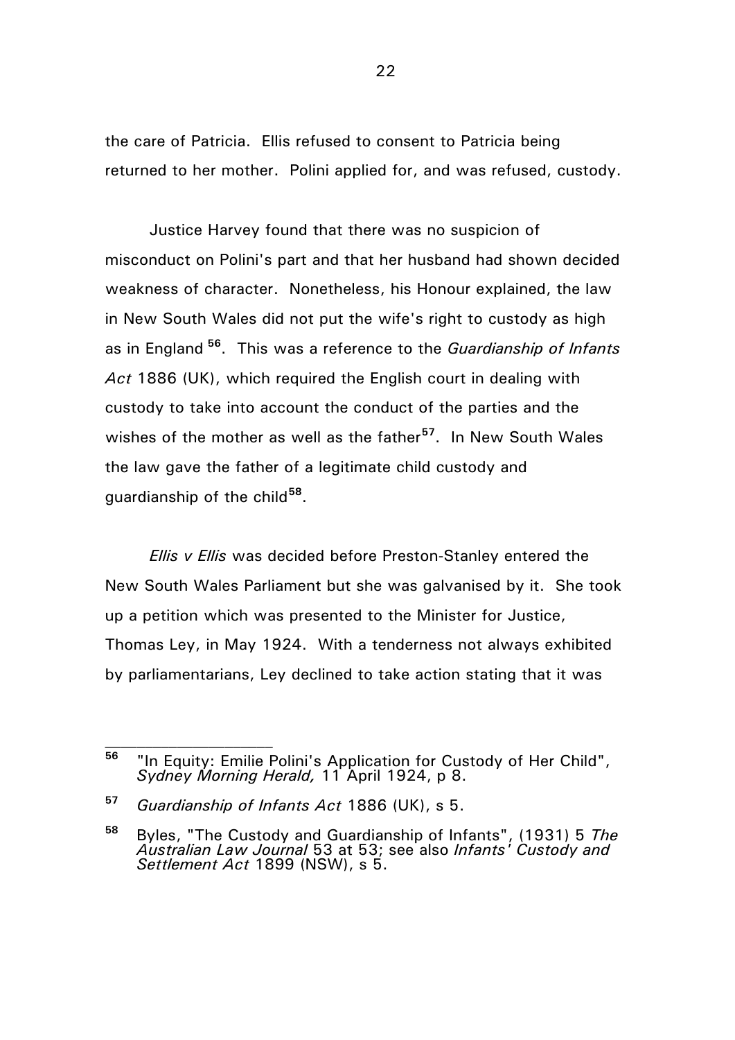the care of Patricia. Ellis refused to consent to Patricia being returned to her mother. Polini applied for, and was refused, custody.

Justice Harvey found that there was no suspicion of misconduct on Polini's part and that her husband had shown decided weakness of character. Nonetheless, his Honour explained, the law in New South Wales did not put the wife's right to custody as high as in England [56]. This was a reference to the *Guardianship of Infants Act* 1886 (UK), which required the English court in dealing with custody to take into account the conduct of the parties and the wishes of the mother as well as the father[57]. In New South Wales the law gave the father of a legitimate child custody and guardianship of the child[58].

*Ellis v Ellis* was decided before Preston-Stanley entered the New South Wales Parliament but she was galvanised by it. She took up a petition which was presented to the Minister for Justice, Thomas Ley, in May 1924. With a tenderness not always exhibited by parliamentarians, Ley declined to take action stating that it was

---

[56] "In Equity: Emilie Polini's Application for Custody of Her Child", *Sydney Morning Herald,* 11 April 1924, p 8.

[57] *Guardianship of Infants Act* 1886 (UK), s 5.

[58] Byles, "The Custody and Guardianship of Infants", (1931) 5 *The Australian Law Journal* 53 at 53; see also *Infants' Custody and Settlement Act* 1899 (NSW), s 5.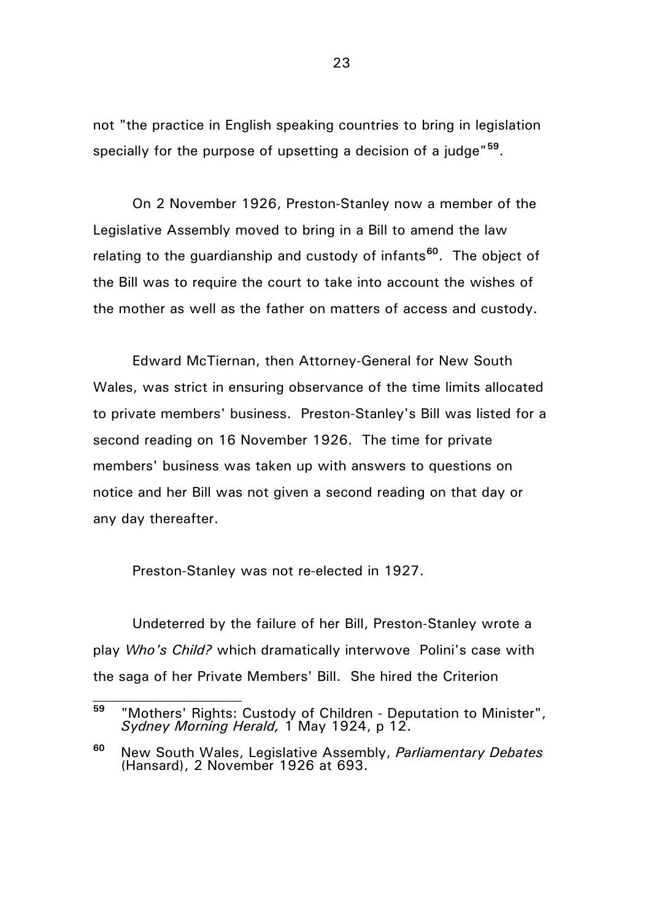not "the practice in English speaking countries to bring in legislation specially for the purpose of upsetting a decision of a judge"[59].

On 2 November 1926, Preston-Stanley now a member of the Legislative Assembly moved to bring in a Bill to amend the law relating to the guardianship and custody of infants[60]. The object of the Bill was to require the court to take into account the wishes of the mother as well as the father on matters of access and custody.

Edward McTiernan, then Attorney-General for New South Wales, was strict in ensuring observance of the time limits allocated to private members' business. Preston-Stanley's Bill was listed for a second reading on 16 November 1926. The time for private members' business was taken up with answers to questions on notice and her Bill was not given a second reading on that day or any day thereafter.

Preston-Stanley was not re-elected in 1927.

Undeterred by the failure of her Bill, Preston-Stanley wrote a play *Who's Child?* which dramatically interwove Polini's case with the saga of her Private Members' Bill. She hired the Criterion

---

[59] "Mothers' Rights: Custody of Children - Deputation to Minister", *Sydney Morning Herald,* 1 May 1924, p 12.

[60] New South Wales, Legislative Assembly, *Parliamentary Debates* (Hansard), 2 November 1926 at 693.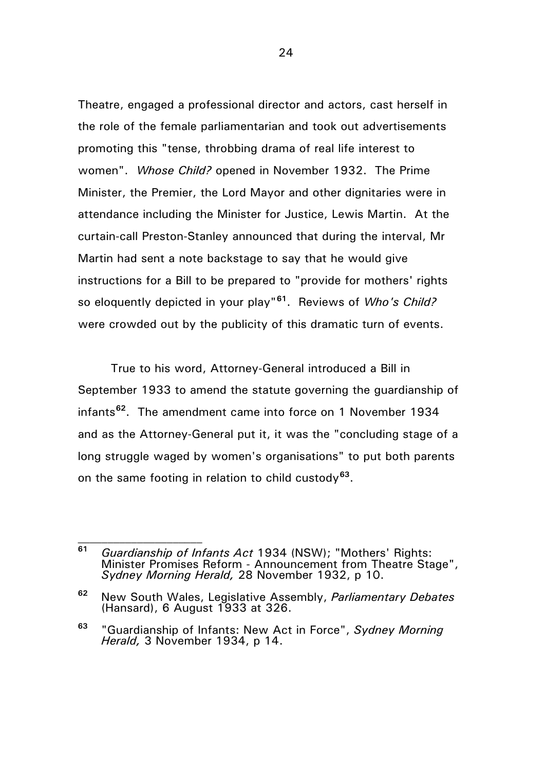Theatre, engaged a professional director and actors, cast herself in the role of the female parliamentarian and took out advertisements promoting this "tense, throbbing drama of real life interest to women". *Whose Child?* opened in November 1932. The Prime Minister, the Premier, the Lord Mayor and other dignitaries were in attendance including the Minister for Justice, Lewis Martin. At the curtain-call Preston-Stanley announced that during the interval, Mr Martin had sent a note backstage to say that he would give instructions for a Bill to be prepared to "provide for mothers' rights so eloquently depicted in your play"[61]. Reviews of *Who's Child?* were crowded out by the publicity of this dramatic turn of events.

True to his word, Attorney-General introduced a Bill in September 1933 to amend the statute governing the guardianship of infants[62]. The amendment came into force on 1 November 1934 and as the Attorney-General put it, it was the "concluding stage of a long struggle waged by women's organisations" to put both parents on the same footing in relation to child custody[63].

---

[61] *Guardianship of Infants Act* 1934 (NSW); "Mothers' Rights: Minister Promises Reform - Announcement from Theatre Stage", *Sydney Morning Herald,* 28 November 1932, p 10.

[62] New South Wales, Legislative Assembly, *Parliamentary Debates* (Hansard), 6 August 1933 at 326.

[63] "Guardianship of Infants: New Act in Force", *Sydney Morning Herald,* 3 November 1934, p 14.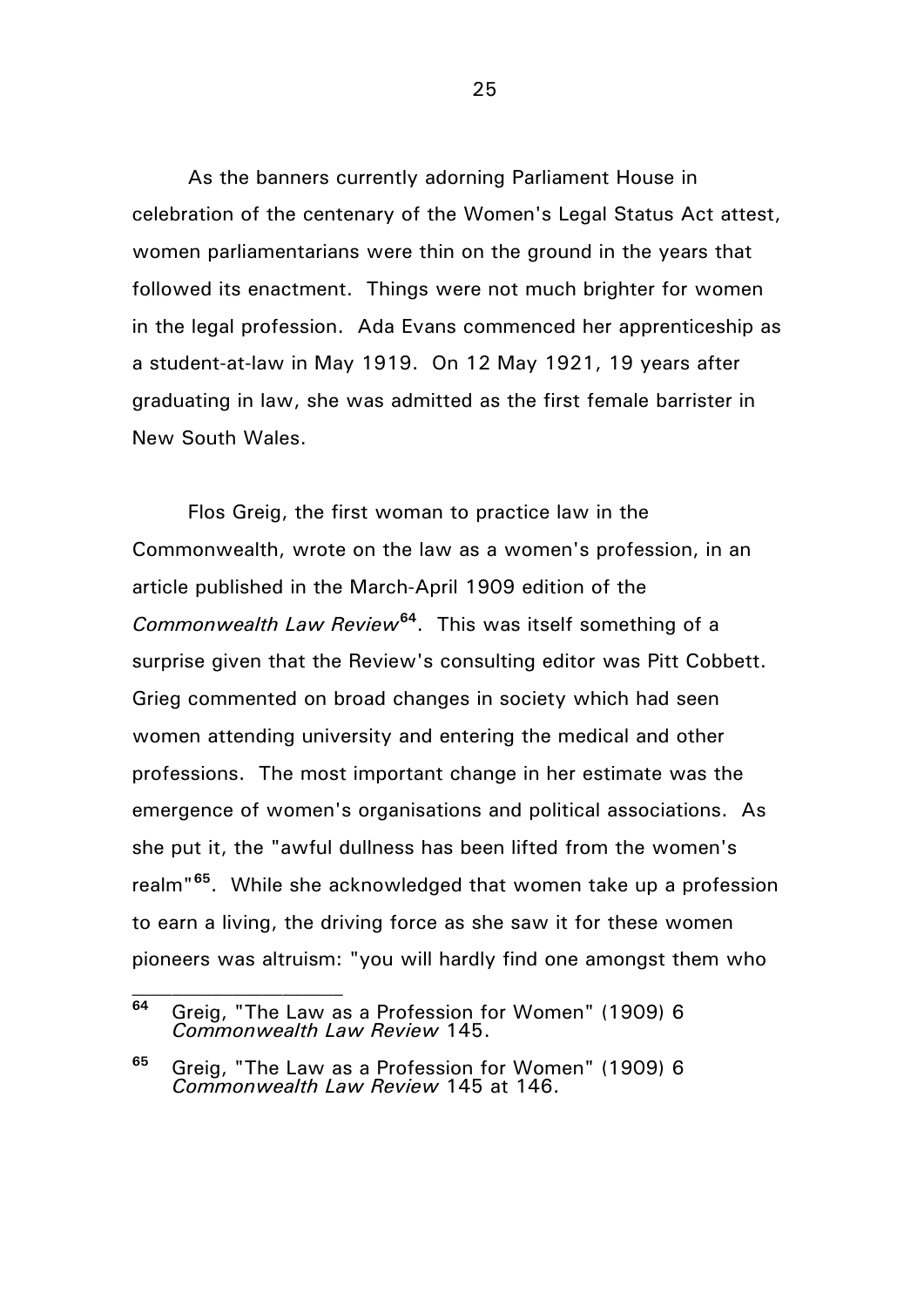As the banners currently adorning Parliament House in celebration of the centenary of the Women's Legal Status Act attest, women parliamentarians were thin on the ground in the years that followed its enactment. Things were not much brighter for women in the legal profession. Ada Evans commenced her apprenticeship as a student-at-law in May 1919. On 12 May 1921, 19 years after graduating in law, she was admitted as the first female barrister in New South Wales.

Flos Greig, the first woman to practice law in the Commonwealth, wrote on the law as a women's profession, in an article published in the March-April 1909 edition of the *Commonwealth Law Review*[64]. This was itself something of a surprise given that the Review's consulting editor was Pitt Cobbett. Grieg commented on broad changes in society which had seen women attending university and entering the medical and other professions. The most important change in her estimate was the emergence of women's organisations and political associations. As she put it, the "awful dullness has been lifted from the women's realm"[65]. While she acknowledged that women take up a profession to earn a living, the driving force as she saw it for these women pioneers was altruism: "you will hardly find one amongst them who

---

[64] Greig, "The Law as a Profession for Women" (1909) 6 *Commonwealth Law Review* 145.

[65] Greig, "The Law as a Profession for Women" (1909) 6 *Commonwealth Law Review* 145 at 146.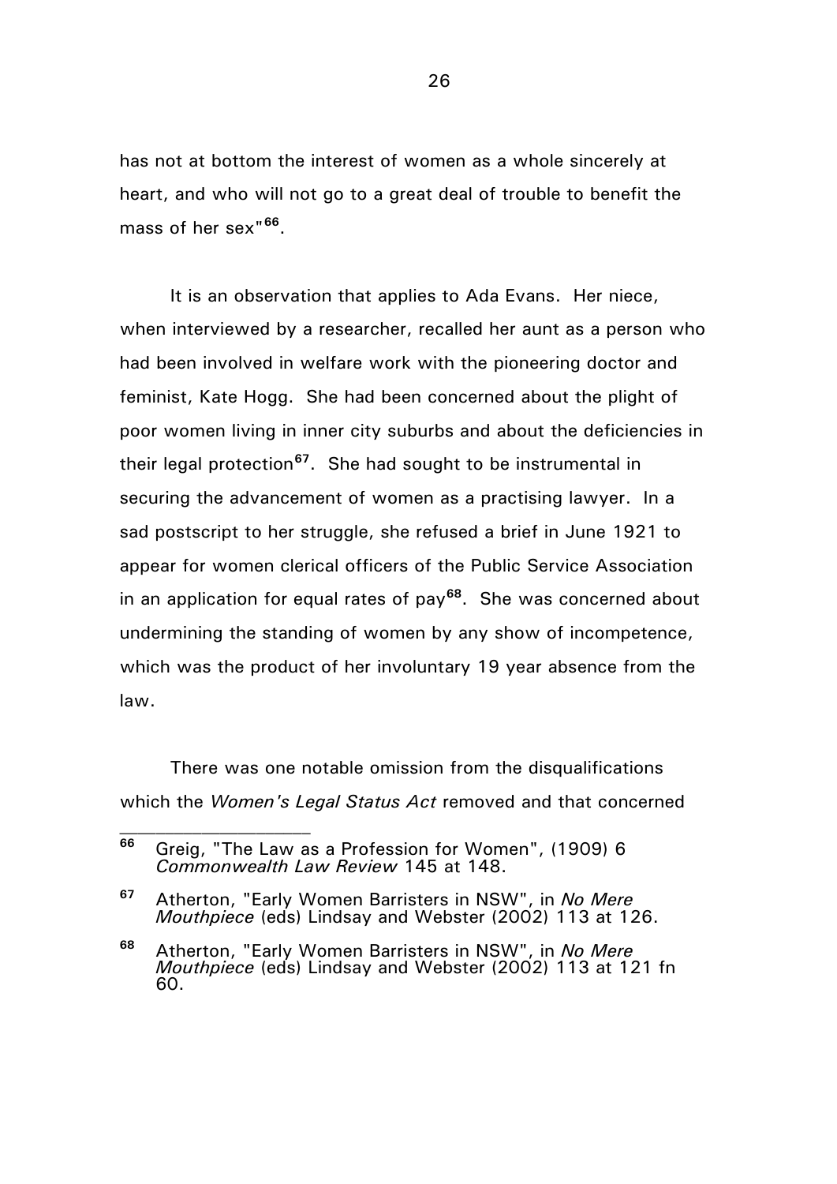has not at bottom the interest of women as a whole sincerely at heart, and who will not go to a great deal of trouble to benefit the mass of her sex"[66].

It is an observation that applies to Ada Evans. Her niece, when interviewed by a researcher, recalled her aunt as a person who had been involved in welfare work with the pioneering doctor and feminist, Kate Hogg. She had been concerned about the plight of poor women living in inner city suburbs and about the deficiencies in their legal protection[67]. She had sought to be instrumental in securing the advancement of women as a practising lawyer. In a sad postscript to her struggle, she refused a brief in June 1921 to appear for women clerical officers of the Public Service Association in an application for equal rates of pay[68]. She was concerned about undermining the standing of women by any show of incompetence, which was the product of her involuntary 19 year absence from the law.

There was one notable omission from the disqualifications which the *Women's Legal Status Act* removed and that concerned

---

**66** Greig, "The Law as a Profession for Women", (1909) 6 *Commonwealth Law Review* 145 at 148.

**67** Atherton, "Early Women Barristers in NSW", in *No Mere Mouthpiece* (eds) Lindsay and Webster (2002) 113 at 126.

**68** Atherton, "Early Women Barristers in NSW", in *No Mere Mouthpiece* (eds) Lindsay and Webster (2002) 113 at 121 fn 60.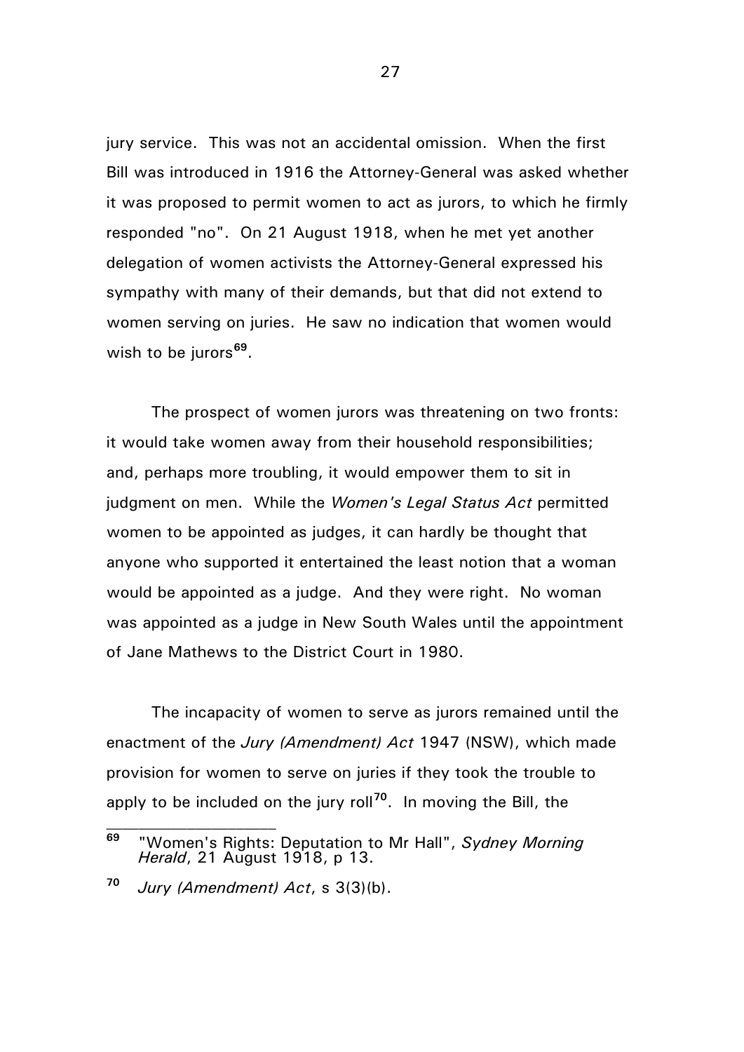jury service. This was not an accidental omission. When the first Bill was introduced in 1916 the Attorney-General was asked whether it was proposed to permit women to act as jurors, to which he firmly responded "no". On 21 August 1918, when he met yet another delegation of women activists the Attorney-General expressed his sympathy with many of their demands, but that did not extend to women serving on juries. He saw no indication that women would wish to be jurors[69].

The prospect of women jurors was threatening on two fronts: it would take women away from their household responsibilities; and, perhaps more troubling, it would empower them to sit in judgment on men. While the *Women's Legal Status Act* permitted women to be appointed as judges, it can hardly be thought that anyone who supported it entertained the least notion that a woman would be appointed as a judge. And they were right. No woman was appointed as a judge in New South Wales until the appointment of Jane Mathews to the District Court in 1980.

The incapacity of women to serve as jurors remained until the enactment of the *Jury (Amendment) Act* 1947 (NSW), which made provision for women to serve on juries if they took the trouble to apply to be included on the jury roll[70]. In moving the Bill, the

---

[69] "Women's Rights: Deputation to Mr Hall", *Sydney Morning Herald*, 21 August 1918, p 13.

[70] *Jury (Amendment) Act*, s 3(3)(b).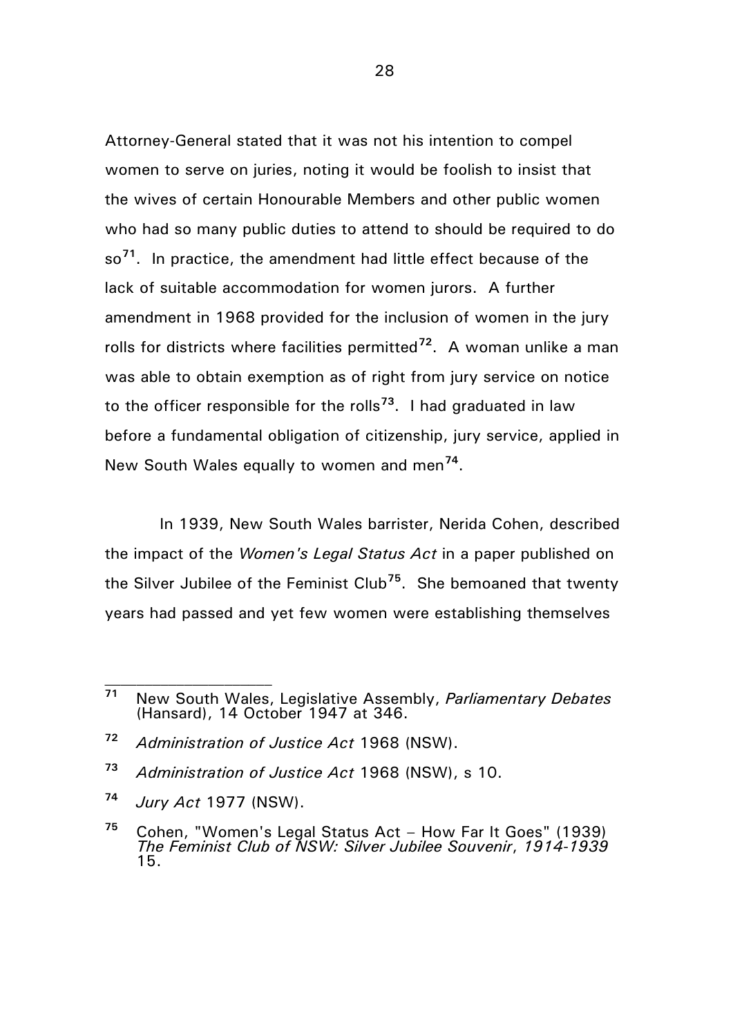Attorney-General stated that it was not his intention to compel women to serve on juries, noting it would be foolish to insist that the wives of certain Honourable Members and other public women who had so many public duties to attend to should be required to do so[71]. In practice, the amendment had little effect because of the lack of suitable accommodation for women jurors. A further amendment in 1968 provided for the inclusion of women in the jury rolls for districts where facilities permitted[72]. A woman unlike a man was able to obtain exemption as of right from jury service on notice to the officer responsible for the rolls[73]. I had graduated in law before a fundamental obligation of citizenship, jury service, applied in New South Wales equally to women and men[74].

In 1939, New South Wales barrister, Nerida Cohen, described the impact of the *Women's Legal Status Act* in a paper published on the Silver Jubilee of the Feminist Club[75]. She bemoaned that twenty years had passed and yet few women were establishing themselves

---

[71] New South Wales, Legislative Assembly, *Parliamentary Debates* (Hansard), 14 October 1947 at 346.

[72] *Administration of Justice Act* 1968 (NSW).

[73] *Administration of Justice Act* 1968 (NSW), s 10.

[74] *Jury Act* 1977 (NSW).

[75] Cohen, "Women's Legal Status Act – How Far It Goes" (1939) *The Feminist Club of NSW: Silver Jubilee Souvenir*, *1914-1939* 15.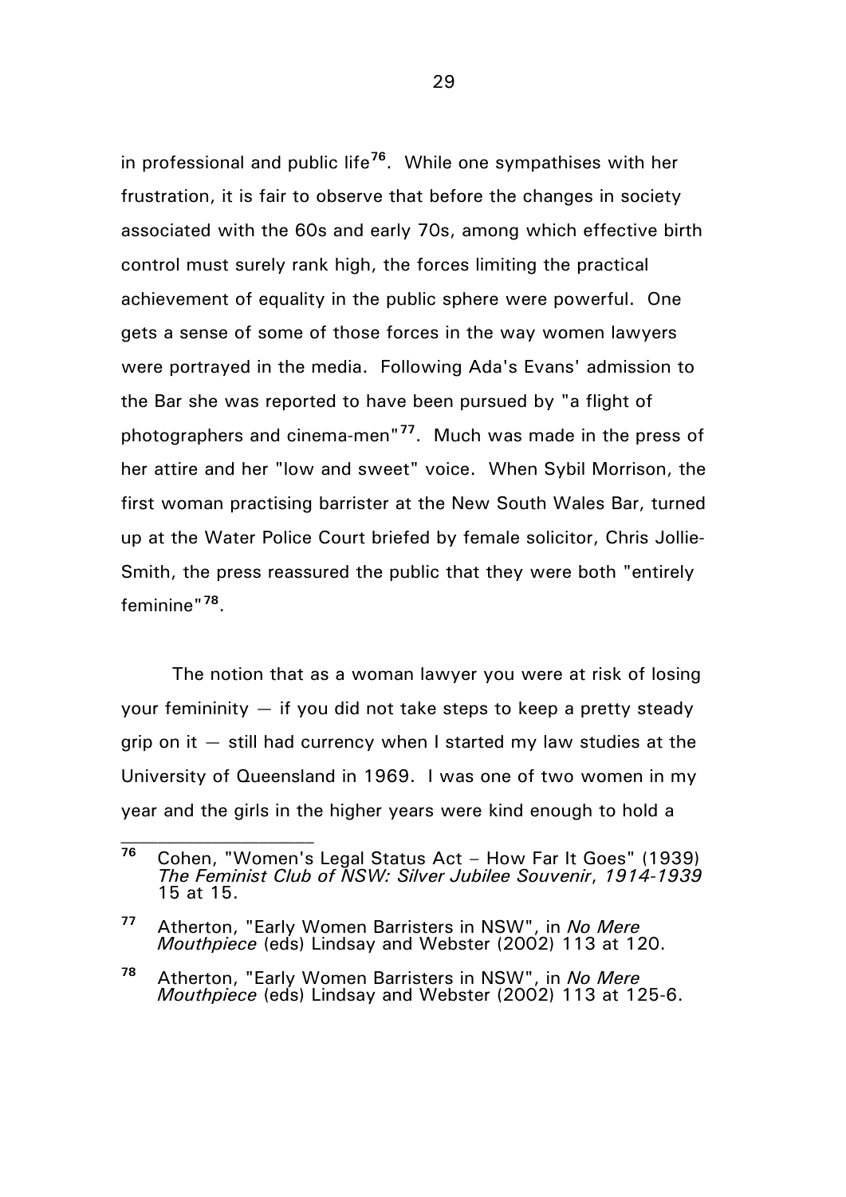in professional and public life[76]. While one sympathises with her frustration, it is fair to observe that before the changes in society associated with the 60s and early 70s, among which effective birth control must surely rank high, the forces limiting the practical achievement of equality in the public sphere were powerful. One gets a sense of some of those forces in the way women lawyers were portrayed in the media. Following Ada's Evans' admission to the Bar she was reported to have been pursued by "a flight of photographers and cinema-men"[77]. Much was made in the press of her attire and her "low and sweet" voice. When Sybil Morrison, the first woman practising barrister at the New South Wales Bar, turned up at the Water Police Court briefed by female solicitor, Chris Jollie-Smith, the press reassured the public that they were both "entirely feminine"[78].

The notion that as a woman lawyer you were at risk of losing your femininity — if you did not take steps to keep a pretty steady grip on it — still had currency when I started my law studies at the University of Queensland in 1969. I was one of two women in my year and the girls in the higher years were kind enough to hold a

---

[76] Cohen, "Women's Legal Status Act – How Far It Goes" (1939) *The Feminist Club of NSW: Silver Jubilee Souvenir*, *1914-1939* 15 at 15.

[77] Atherton, "Early Women Barristers in NSW", in *No Mere Mouthpiece* (eds) Lindsay and Webster (2002) 113 at 120.

[78] Atherton, "Early Women Barristers in NSW", in *No Mere Mouthpiece* (eds) Lindsay and Webster (2002) 113 at 125-6.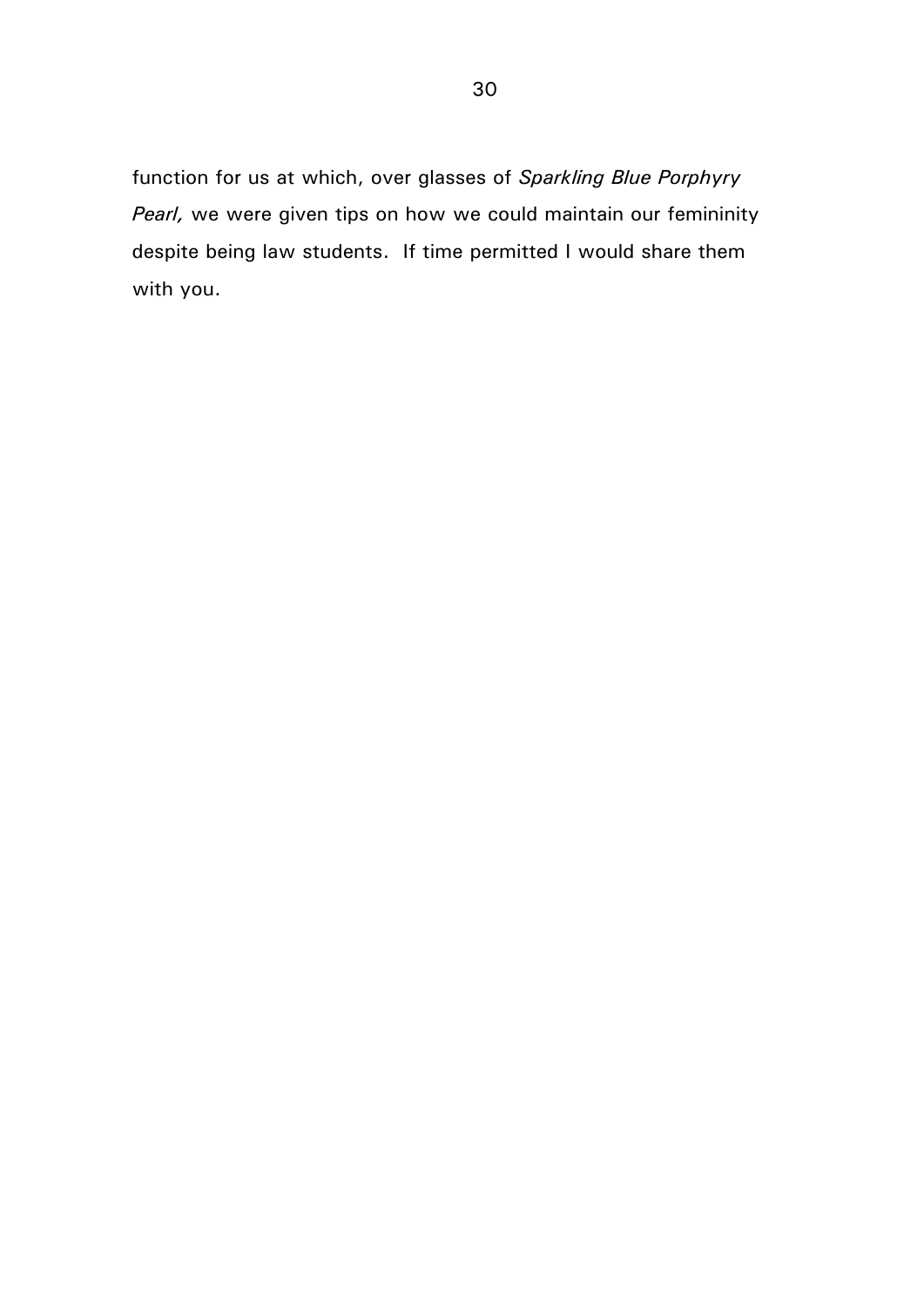function for us at which, over glasses of *Sparkling Blue Porphyry Pearl,* we were given tips on how we could maintain our femininity despite being law students. If time permitted I would share them with you.